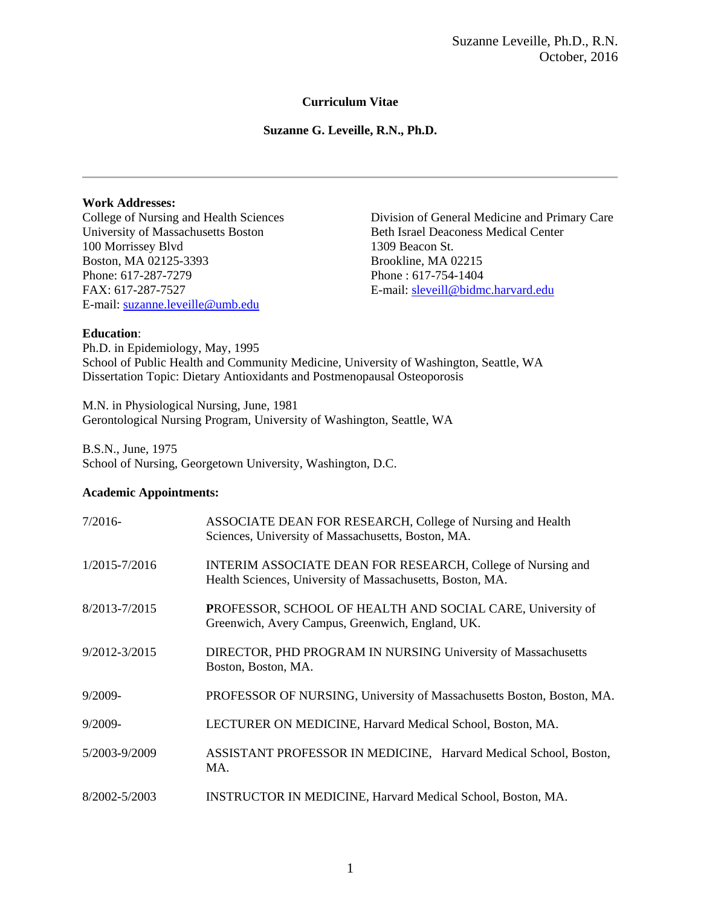# Curriculum Vitae

## Suzanne G. Leveille, R.N., Ph.D.

---

**Work Addresses:**

College of Nursing and Health Sciences
University of Massachusetts Boston
100 Morrissey Blvd
Boston, MA 02125-3393
Phone: 617-287-7279
FAX: 617-287-7527
E-mail: suzanne.leveille@umb.edu

Division of General Medicine and Primary Care
Beth Israel Deaconess Medical Center
1309 Beacon St.
Brookline, MA 02215
Phone : 617-754-1404
E-mail: sleveill@bidmc.harvard.edu

**Education**:

Ph.D. in Epidemiology, May, 1995
School of Public Health and Community Medicine, University of Washington, Seattle, WA
Dissertation Topic: Dietary Antioxidants and Postmenopausal Osteoporosis

M.N. in Physiological Nursing, June, 1981
Gerontological Nursing Program, University of Washington, Seattle, WA

B.S.N., June, 1975
School of Nursing, Georgetown University, Washington, D.C.

**Academic Appointments:**

| | |
|---|---|
| 7/2016- | ASSOCIATE DEAN FOR RESEARCH, College of Nursing and Health Sciences, University of Massachusetts, Boston, MA. |
| 1/2015-7/2016 | INTERIM ASSOCIATE DEAN FOR RESEARCH, College of Nursing and Health Sciences, University of Massachusetts, Boston, MA. |
| 8/2013-7/2015 | PROFESSOR, SCHOOL OF HEALTH AND SOCIAL CARE, University of Greenwich, Avery Campus, Greenwich, England, UK. |
| 9/2012-3/2015 | DIRECTOR, PHD PROGRAM IN NURSING University of Massachusetts Boston, Boston, MA. |
| 9/2009- | PROFESSOR OF NURSING, University of Massachusetts Boston, Boston, MA. |
| 9/2009- | LECTURER ON MEDICINE, Harvard Medical School, Boston, MA. |
| 5/2003-9/2009 | ASSISTANT PROFESSOR IN MEDICINE, Harvard Medical School, Boston, MA. |
| 8/2002-5/2003 | INSTRUCTOR IN MEDICINE, Harvard Medical School, Boston, MA. |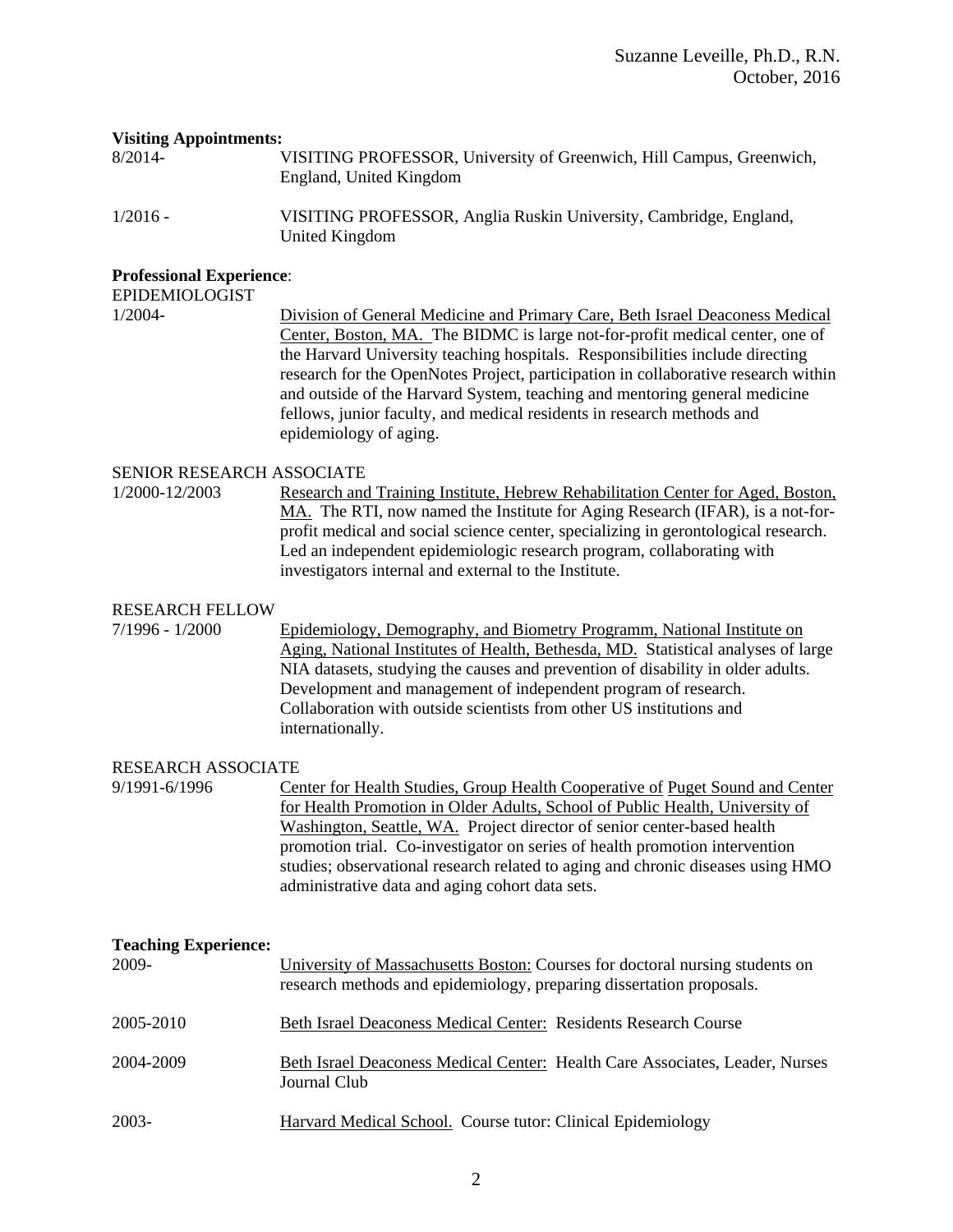**Visiting Appointments:**

8/2014- VISITING PROFESSOR, University of Greenwich, Hill Campus, Greenwich, England, United Kingdom

1/2016 - VISITING PROFESSOR, Anglia Ruskin University, Cambridge, England, United Kingdom

**Professional Experience**:

EPIDEMIOLOGIST

1/2004- Division of General Medicine and Primary Care, Beth Israel Deaconess Medical Center, Boston, MA. The BIDMC is large not-for-profit medical center, one of the Harvard University teaching hospitals. Responsibilities include directing research for the OpenNotes Project, participation in collaborative research within and outside of the Harvard System, teaching and mentoring general medicine fellows, junior faculty, and medical residents in research methods and epidemiology of aging.

SENIOR RESEARCH ASSOCIATE

1/2000-12/2003 Research and Training Institute, Hebrew Rehabilitation Center for Aged, Boston, MA. The RTI, now named the Institute for Aging Research (IFAR), is a not-for-profit medical and social science center, specializing in gerontological research. Led an independent epidemiologic research program, collaborating with investigators internal and external to the Institute.

RESEARCH FELLOW

7/1996 - 1/2000 Epidemiology, Demography, and Biometry Programm, National Institute on Aging, National Institutes of Health, Bethesda, MD. Statistical analyses of large NIA datasets, studying the causes and prevention of disability in older adults. Development and management of independent program of research. Collaboration with outside scientists from other US institutions and internationally.

RESEARCH ASSOCIATE

9/1991-6/1996 Center for Health Studies, Group Health Cooperative of Puget Sound and Center for Health Promotion in Older Adults, School of Public Health, University of Washington, Seattle, WA. Project director of senior center-based health promotion trial. Co-investigator on series of health promotion intervention studies; observational research related to aging and chronic diseases using HMO administrative data and aging cohort data sets.

**Teaching Experience:**

2009- University of Massachusetts Boston: Courses for doctoral nursing students on research methods and epidemiology, preparing dissertation proposals.

2005-2010 Beth Israel Deaconess Medical Center: Residents Research Course

2004-2009 Beth Israel Deaconess Medical Center: Health Care Associates, Leader, Nurses Journal Club

2003- Harvard Medical School. Course tutor: Clinical Epidemiology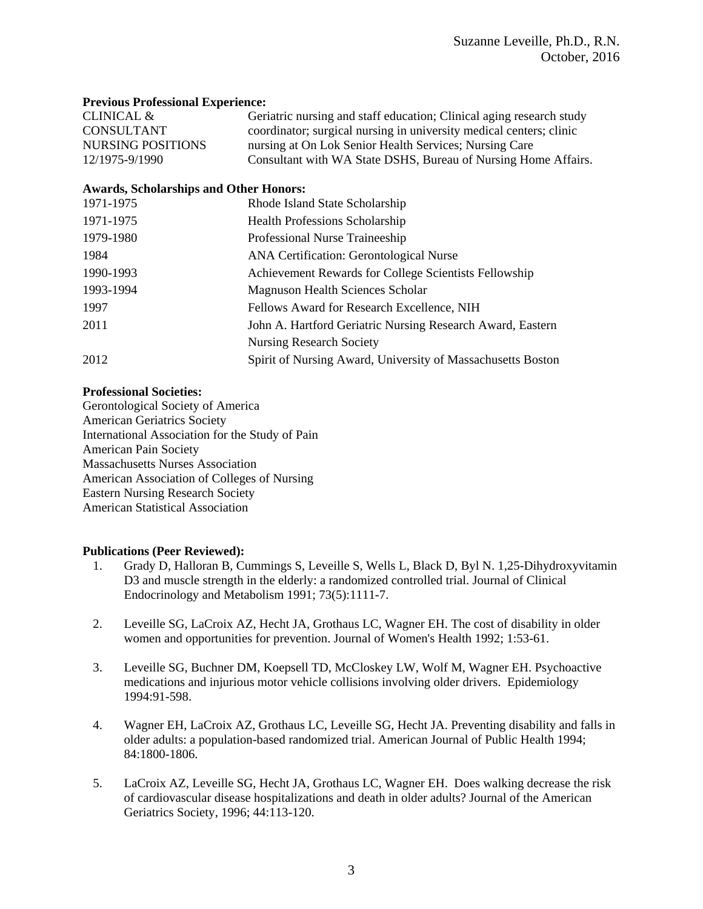**Previous Professional Experience:**

| | |
|---|---|
| CLINICAL & CONSULTANT NURSING POSITIONS 12/1975-9/1990 | Geriatric nursing and staff education; Clinical aging research study coordinator; surgical nursing in university medical centers; clinic nursing at On Lok Senior Health Services; Nursing Care Consultant with WA State DSHS, Bureau of Nursing Home Affairs. |

**Awards, Scholarships and Other Honors:**

| | |
|---|---|
| 1971-1975 | Rhode Island State Scholarship |
| 1971-1975 | Health Professions Scholarship |
| 1979-1980 | Professional Nurse Traineeship |
| 1984 | ANA Certification: Gerontological Nurse |
| 1990-1993 | Achievement Rewards for College Scientists Fellowship |
| 1993-1994 | Magnuson Health Sciences Scholar |
| 1997 | Fellows Award for Research Excellence, NIH |
| 2011 | John A. Hartford Geriatric Nursing Research Award, Eastern Nursing Research Society |
| 2012 | Spirit of Nursing Award, University of Massachusetts Boston |

**Professional Societies:**

Gerontological Society of America
American Geriatrics Society
International Association for the Study of Pain
American Pain Society
Massachusetts Nurses Association
American Association of Colleges of Nursing
Eastern Nursing Research Society
American Statistical Association

**Publications (Peer Reviewed):**

1. Grady D, Halloran B, Cummings S, Leveille S, Wells L, Black D, Byl N. 1,25-Dihydroxyvitamin D3 and muscle strength in the elderly: a randomized controlled trial. Journal of Clinical Endocrinology and Metabolism 1991; 73(5):1111-7.

2. Leveille SG, LaCroix AZ, Hecht JA, Grothaus LC, Wagner EH. The cost of disability in older women and opportunities for prevention. Journal of Women's Health 1992; 1:53-61.

3. Leveille SG, Buchner DM, Koepsell TD, McCloskey LW, Wolf M, Wagner EH. Psychoactive medications and injurious motor vehicle collisions involving older drivers. Epidemiology 1994:91-598.

4. Wagner EH, LaCroix AZ, Grothaus LC, Leveille SG, Hecht JA. Preventing disability and falls in older adults: a population-based randomized trial. American Journal of Public Health 1994; 84:1800-1806.

5. LaCroix AZ, Leveille SG, Hecht JA, Grothaus LC, Wagner EH. Does walking decrease the risk of cardiovascular disease hospitalizations and death in older adults? Journal of the American Geriatrics Society, 1996; 44:113-120.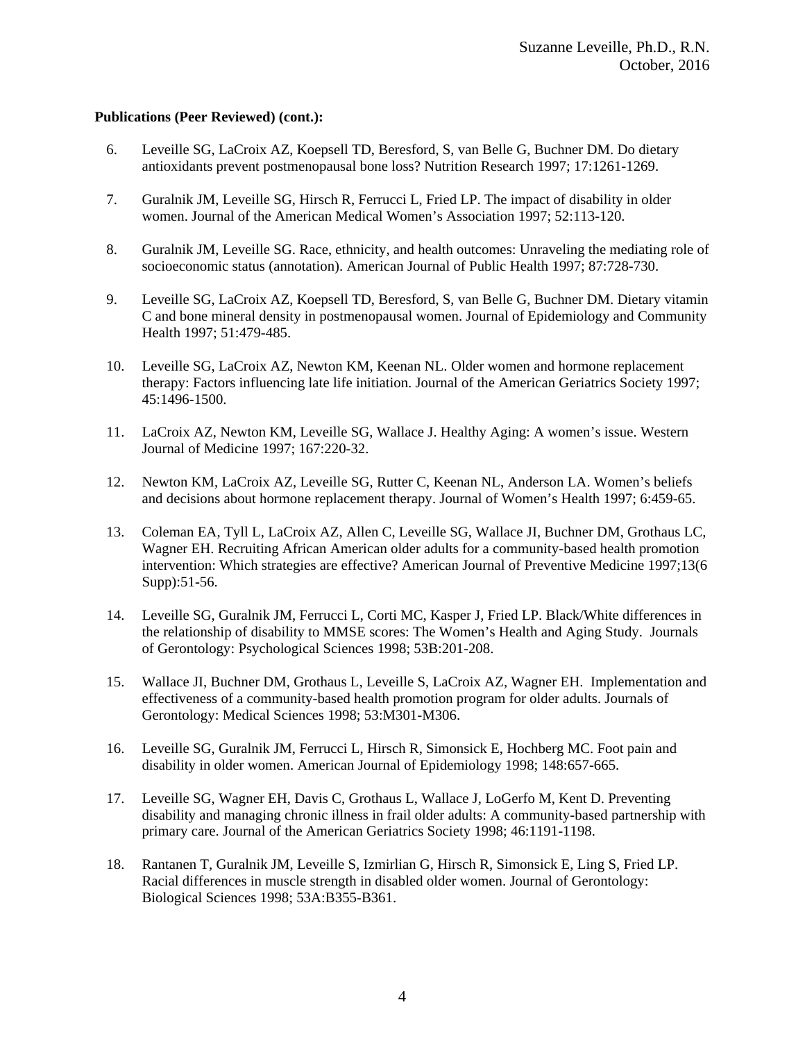**Publications (Peer Reviewed) (cont.):**

6. Leveille SG, LaCroix AZ, Koepsell TD, Beresford, S, van Belle G, Buchner DM. Do dietary antioxidants prevent postmenopausal bone loss? Nutrition Research 1997; 17:1261-1269.

7. Guralnik JM, Leveille SG, Hirsch R, Ferrucci L, Fried LP. The impact of disability in older women. Journal of the American Medical Women's Association 1997; 52:113-120.

8. Guralnik JM, Leveille SG. Race, ethnicity, and health outcomes: Unraveling the mediating role of socioeconomic status (annotation). American Journal of Public Health 1997; 87:728-730.

9. Leveille SG, LaCroix AZ, Koepsell TD, Beresford, S, van Belle G, Buchner DM. Dietary vitamin C and bone mineral density in postmenopausal women. Journal of Epidemiology and Community Health 1997; 51:479-485.

10. Leveille SG, LaCroix AZ, Newton KM, Keenan NL. Older women and hormone replacement therapy: Factors influencing late life initiation. Journal of the American Geriatrics Society 1997; 45:1496-1500.

11. LaCroix AZ, Newton KM, Leveille SG, Wallace J. Healthy Aging: A women's issue. Western Journal of Medicine 1997; 167:220-32.

12. Newton KM, LaCroix AZ, Leveille SG, Rutter C, Keenan NL, Anderson LA. Women's beliefs and decisions about hormone replacement therapy. Journal of Women's Health 1997; 6:459-65.

13. Coleman EA, Tyll L, LaCroix AZ, Allen C, Leveille SG, Wallace JI, Buchner DM, Grothaus LC, Wagner EH. Recruiting African American older adults for a community-based health promotion intervention: Which strategies are effective? American Journal of Preventive Medicine 1997;13(6 Supp):51-56.

14. Leveille SG, Guralnik JM, Ferrucci L, Corti MC, Kasper J, Fried LP. Black/White differences in the relationship of disability to MMSE scores: The Women's Health and Aging Study. Journals of Gerontology: Psychological Sciences 1998; 53B:201-208.

15. Wallace JI, Buchner DM, Grothaus L, Leveille S, LaCroix AZ, Wagner EH. Implementation and effectiveness of a community-based health promotion program for older adults. Journals of Gerontology: Medical Sciences 1998; 53:M301-M306.

16. Leveille SG, Guralnik JM, Ferrucci L, Hirsch R, Simonsick E, Hochberg MC. Foot pain and disability in older women. American Journal of Epidemiology 1998; 148:657-665.

17. Leveille SG, Wagner EH, Davis C, Grothaus L, Wallace J, LoGerfo M, Kent D. Preventing disability and managing chronic illness in frail older adults: A community-based partnership with primary care. Journal of the American Geriatrics Society 1998; 46:1191-1198.

18. Rantanen T, Guralnik JM, Leveille S, Izmirlian G, Hirsch R, Simonsick E, Ling S, Fried LP. Racial differences in muscle strength in disabled older women. Journal of Gerontology: Biological Sciences 1998; 53A:B355-B361.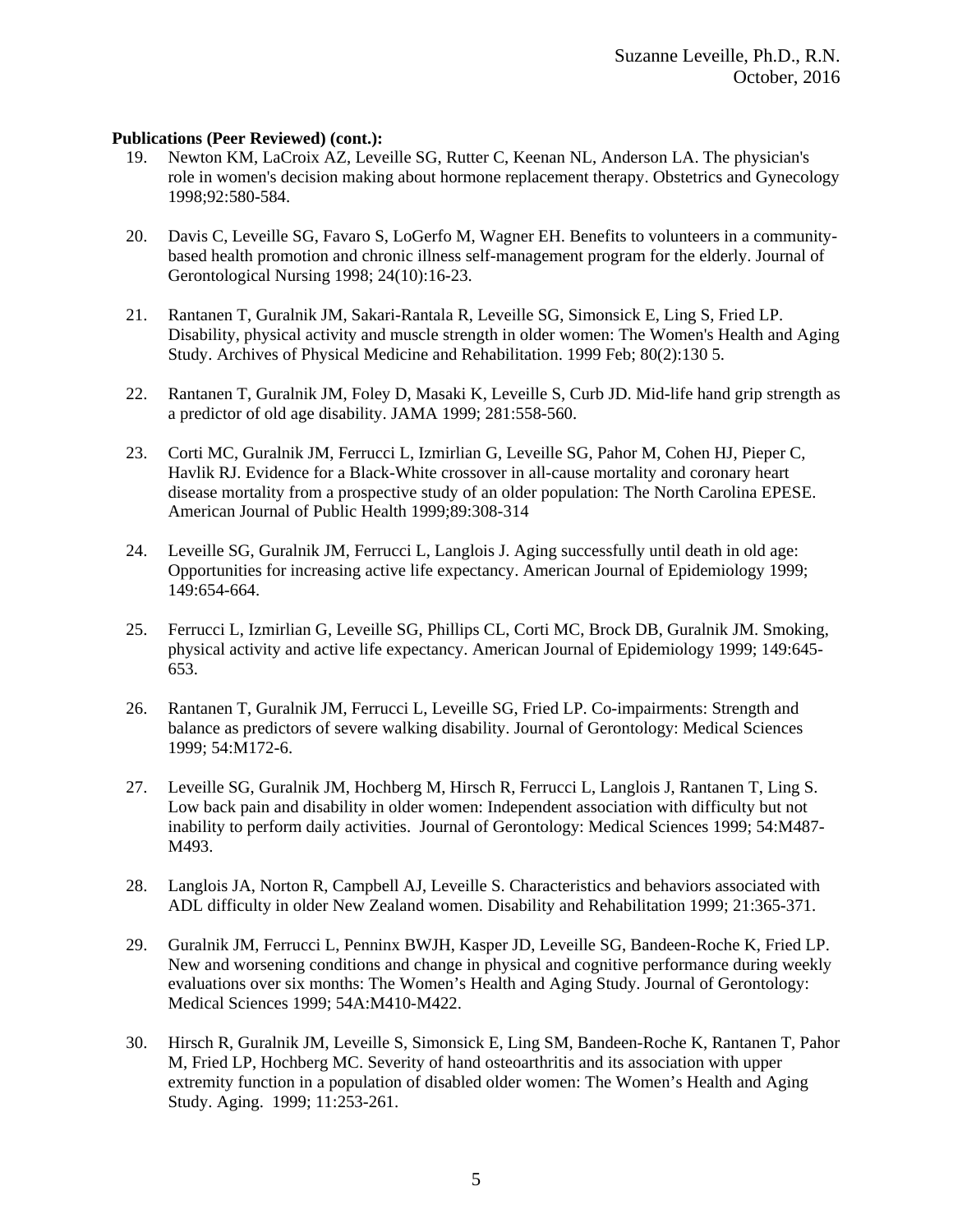**Publications (Peer Reviewed) (cont.):**

19. Newton KM, LaCroix AZ, Leveille SG, Rutter C, Keenan NL, Anderson LA. The physician's role in women's decision making about hormone replacement therapy. Obstetrics and Gynecology 1998;92:580-584.

20. Davis C, Leveille SG, Favaro S, LoGerfo M, Wagner EH. Benefits to volunteers in a community-based health promotion and chronic illness self-management program for the elderly. Journal of Gerontological Nursing 1998; 24(10):16-23.

21. Rantanen T, Guralnik JM, Sakari-Rantala R, Leveille SG, Simonsick E, Ling S, Fried LP. Disability, physical activity and muscle strength in older women: The Women's Health and Aging Study. Archives of Physical Medicine and Rehabilitation. 1999 Feb; 80(2):130 5.

22. Rantanen T, Guralnik JM, Foley D, Masaki K, Leveille S, Curb JD. Mid-life hand grip strength as a predictor of old age disability. JAMA 1999; 281:558-560.

23. Corti MC, Guralnik JM, Ferrucci L, Izmirlian G, Leveille SG, Pahor M, Cohen HJ, Pieper C, Havlik RJ. Evidence for a Black-White crossover in all-cause mortality and coronary heart disease mortality from a prospective study of an older population: The North Carolina EPESE. American Journal of Public Health 1999;89:308-314

24. Leveille SG, Guralnik JM, Ferrucci L, Langlois J. Aging successfully until death in old age: Opportunities for increasing active life expectancy. American Journal of Epidemiology 1999; 149:654-664.

25. Ferrucci L, Izmirlian G, Leveille SG, Phillips CL, Corti MC, Brock DB, Guralnik JM. Smoking, physical activity and active life expectancy. American Journal of Epidemiology 1999; 149:645-653.

26. Rantanen T, Guralnik JM, Ferrucci L, Leveille SG, Fried LP. Co-impairments: Strength and balance as predictors of severe walking disability. Journal of Gerontology: Medical Sciences 1999; 54:M172-6.

27. Leveille SG, Guralnik JM, Hochberg M, Hirsch R, Ferrucci L, Langlois J, Rantanen T, Ling S. Low back pain and disability in older women: Independent association with difficulty but not inability to perform daily activities. Journal of Gerontology: Medical Sciences 1999; 54:M487-M493.

28. Langlois JA, Norton R, Campbell AJ, Leveille S. Characteristics and behaviors associated with ADL difficulty in older New Zealand women. Disability and Rehabilitation 1999; 21:365-371.

29. Guralnik JM, Ferrucci L, Penninx BWJH, Kasper JD, Leveille SG, Bandeen-Roche K, Fried LP. New and worsening conditions and change in physical and cognitive performance during weekly evaluations over six months: The Women's Health and Aging Study. Journal of Gerontology: Medical Sciences 1999; 54A:M410-M422.

30. Hirsch R, Guralnik JM, Leveille S, Simonsick E, Ling SM, Bandeen-Roche K, Rantanen T, Pahor M, Fried LP, Hochberg MC. Severity of hand osteoarthritis and its association with upper extremity function in a population of disabled older women: The Women's Health and Aging Study. Aging. 1999; 11:253-261.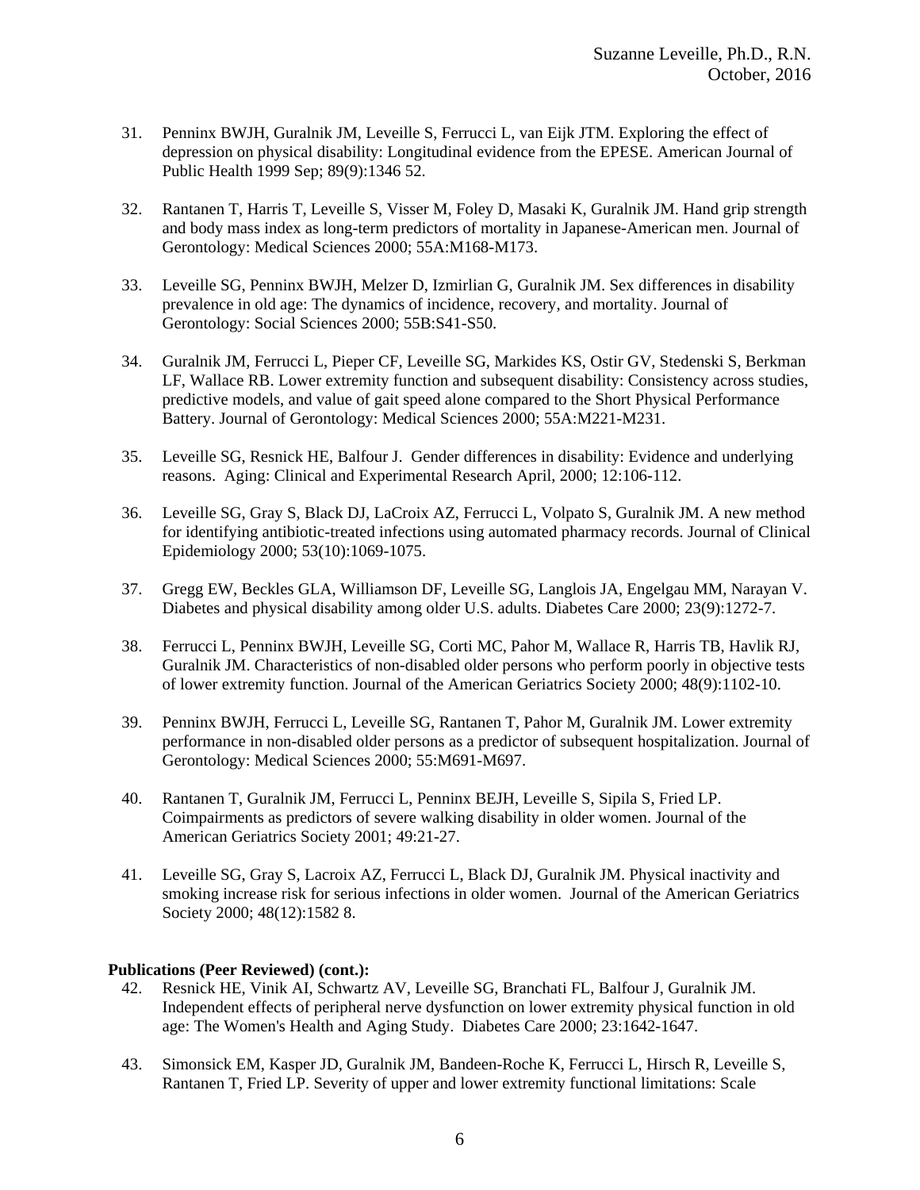31. Penninx BWJH, Guralnik JM, Leveille S, Ferrucci L, van Eijk JTM. Exploring the effect of depression on physical disability: Longitudinal evidence from the EPESE. American Journal of Public Health 1999 Sep; 89(9):1346 52.

32. Rantanen T, Harris T, Leveille S, Visser M, Foley D, Masaki K, Guralnik JM. Hand grip strength and body mass index as long-term predictors of mortality in Japanese-American men. Journal of Gerontology: Medical Sciences 2000; 55A:M168-M173.

33. Leveille SG, Penninx BWJH, Melzer D, Izmirlian G, Guralnik JM. Sex differences in disability prevalence in old age: The dynamics of incidence, recovery, and mortality. Journal of Gerontology: Social Sciences 2000; 55B:S41-S50.

34. Guralnik JM, Ferrucci L, Pieper CF, Leveille SG, Markides KS, Ostir GV, Stedenski S, Berkman LF, Wallace RB. Lower extremity function and subsequent disability: Consistency across studies, predictive models, and value of gait speed alone compared to the Short Physical Performance Battery. Journal of Gerontology: Medical Sciences 2000; 55A:M221-M231.

35. Leveille SG, Resnick HE, Balfour J. Gender differences in disability: Evidence and underlying reasons. Aging: Clinical and Experimental Research April, 2000; 12:106-112.

36. Leveille SG, Gray S, Black DJ, LaCroix AZ, Ferrucci L, Volpato S, Guralnik JM. A new method for identifying antibiotic-treated infections using automated pharmacy records. Journal of Clinical Epidemiology 2000; 53(10):1069-1075.

37. Gregg EW, Beckles GLA, Williamson DF, Leveille SG, Langlois JA, Engelgau MM, Narayan V. Diabetes and physical disability among older U.S. adults. Diabetes Care 2000; 23(9):1272-7.

38. Ferrucci L, Penninx BWJH, Leveille SG, Corti MC, Pahor M, Wallace R, Harris TB, Havlik RJ, Guralnik JM. Characteristics of non-disabled older persons who perform poorly in objective tests of lower extremity function. Journal of the American Geriatrics Society 2000; 48(9):1102-10.

39. Penninx BWJH, Ferrucci L, Leveille SG, Rantanen T, Pahor M, Guralnik JM. Lower extremity performance in non-disabled older persons as a predictor of subsequent hospitalization. Journal of Gerontology: Medical Sciences 2000; 55:M691-M697.

40. Rantanen T, Guralnik JM, Ferrucci L, Penninx BEJH, Leveille S, Sipila S, Fried LP. Coimpairments as predictors of severe walking disability in older women. Journal of the American Geriatrics Society 2001; 49:21-27.

41. Leveille SG, Gray S, Lacroix AZ, Ferrucci L, Black DJ, Guralnik JM. Physical inactivity and smoking increase risk for serious infections in older women. Journal of the American Geriatrics Society 2000; 48(12):1582 8.

**Publications (Peer Reviewed) (cont.):**

42. Resnick HE, Vinik AI, Schwartz AV, Leveille SG, Branchati FL, Balfour J, Guralnik JM. Independent effects of peripheral nerve dysfunction on lower extremity physical function in old age: The Women's Health and Aging Study. Diabetes Care 2000; 23:1642-1647.

43. Simonsick EM, Kasper JD, Guralnik JM, Bandeen-Roche K, Ferrucci L, Hirsch R, Leveille S, Rantanen T, Fried LP. Severity of upper and lower extremity functional limitations: Scale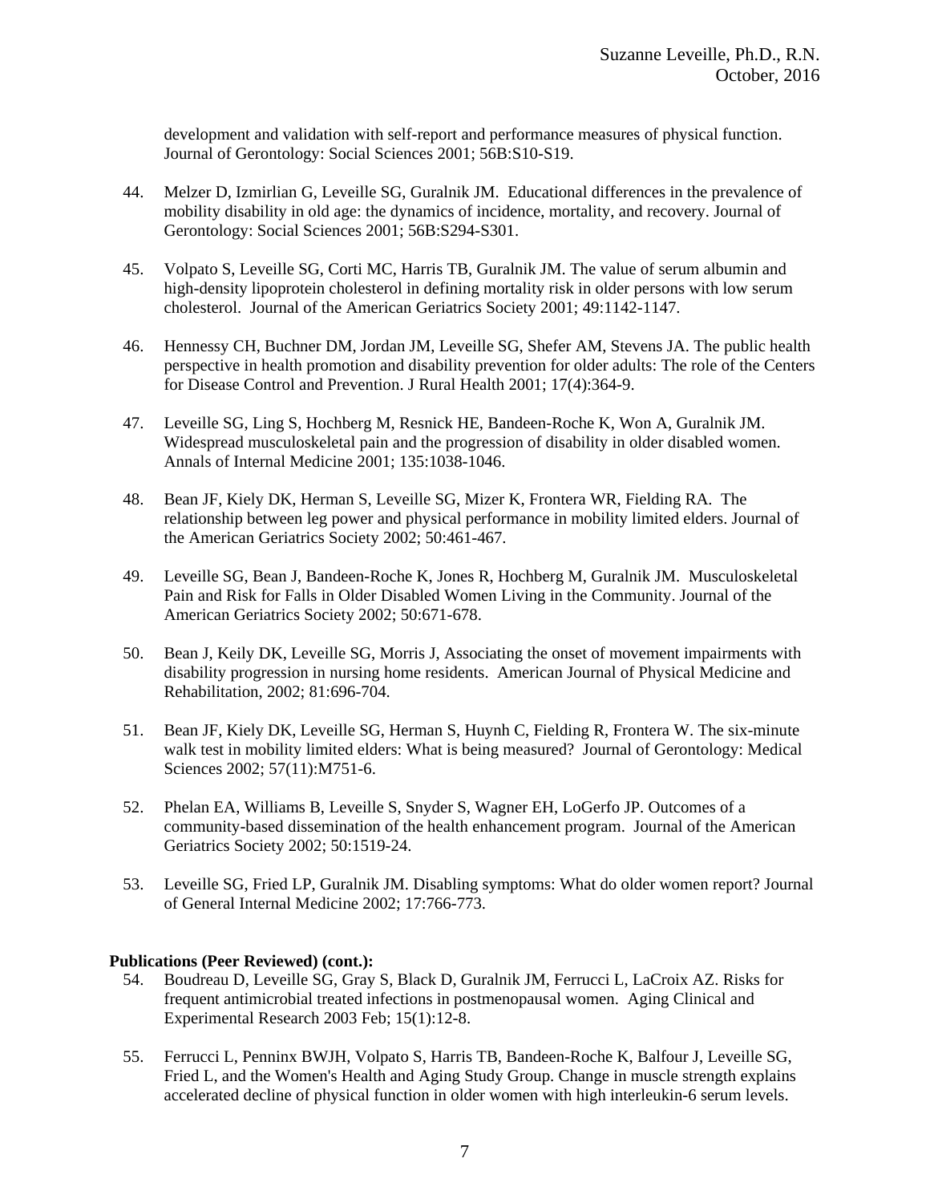development and validation with self-report and performance measures of physical function. Journal of Gerontology: Social Sciences 2001; 56B:S10-S19.

44. Melzer D, Izmirlian G, Leveille SG, Guralnik JM. Educational differences in the prevalence of mobility disability in old age: the dynamics of incidence, mortality, and recovery. Journal of Gerontology: Social Sciences 2001; 56B:S294-S301.

45. Volpato S, Leveille SG, Corti MC, Harris TB, Guralnik JM. The value of serum albumin and high-density lipoprotein cholesterol in defining mortality risk in older persons with low serum cholesterol. Journal of the American Geriatrics Society 2001; 49:1142-1147.

46. Hennessy CH, Buchner DM, Jordan JM, Leveille SG, Shefer AM, Stevens JA. The public health perspective in health promotion and disability prevention for older adults: The role of the Centers for Disease Control and Prevention. J Rural Health 2001; 17(4):364-9.

47. Leveille SG, Ling S, Hochberg M, Resnick HE, Bandeen-Roche K, Won A, Guralnik JM. Widespread musculoskeletal pain and the progression of disability in older disabled women. Annals of Internal Medicine 2001; 135:1038-1046.

48. Bean JF, Kiely DK, Herman S, Leveille SG, Mizer K, Frontera WR, Fielding RA. The relationship between leg power and physical performance in mobility limited elders. Journal of the American Geriatrics Society 2002; 50:461-467.

49. Leveille SG, Bean J, Bandeen-Roche K, Jones R, Hochberg M, Guralnik JM. Musculoskeletal Pain and Risk for Falls in Older Disabled Women Living in the Community. Journal of the American Geriatrics Society 2002; 50:671-678.

50. Bean J, Keily DK, Leveille SG, Morris J, Associating the onset of movement impairments with disability progression in nursing home residents. American Journal of Physical Medicine and Rehabilitation, 2002; 81:696-704.

51. Bean JF, Kiely DK, Leveille SG, Herman S, Huynh C, Fielding R, Frontera W. The six-minute walk test in mobility limited elders: What is being measured? Journal of Gerontology: Medical Sciences 2002; 57(11):M751-6.

52. Phelan EA, Williams B, Leveille S, Snyder S, Wagner EH, LoGerfo JP. Outcomes of a community-based dissemination of the health enhancement program. Journal of the American Geriatrics Society 2002; 50:1519-24.

53. Leveille SG, Fried LP, Guralnik JM. Disabling symptoms: What do older women report? Journal of General Internal Medicine 2002; 17:766-773.

**Publications (Peer Reviewed) (cont.):**

54. Boudreau D, Leveille SG, Gray S, Black D, Guralnik JM, Ferrucci L, LaCroix AZ. Risks for frequent antimicrobial treated infections in postmenopausal women. Aging Clinical and Experimental Research 2003 Feb; 15(1):12-8.

55. Ferrucci L, Penninx BWJH, Volpato S, Harris TB, Bandeen-Roche K, Balfour J, Leveille SG, Fried L, and the Women's Health and Aging Study Group. Change in muscle strength explains accelerated decline of physical function in older women with high interleukin-6 serum levels.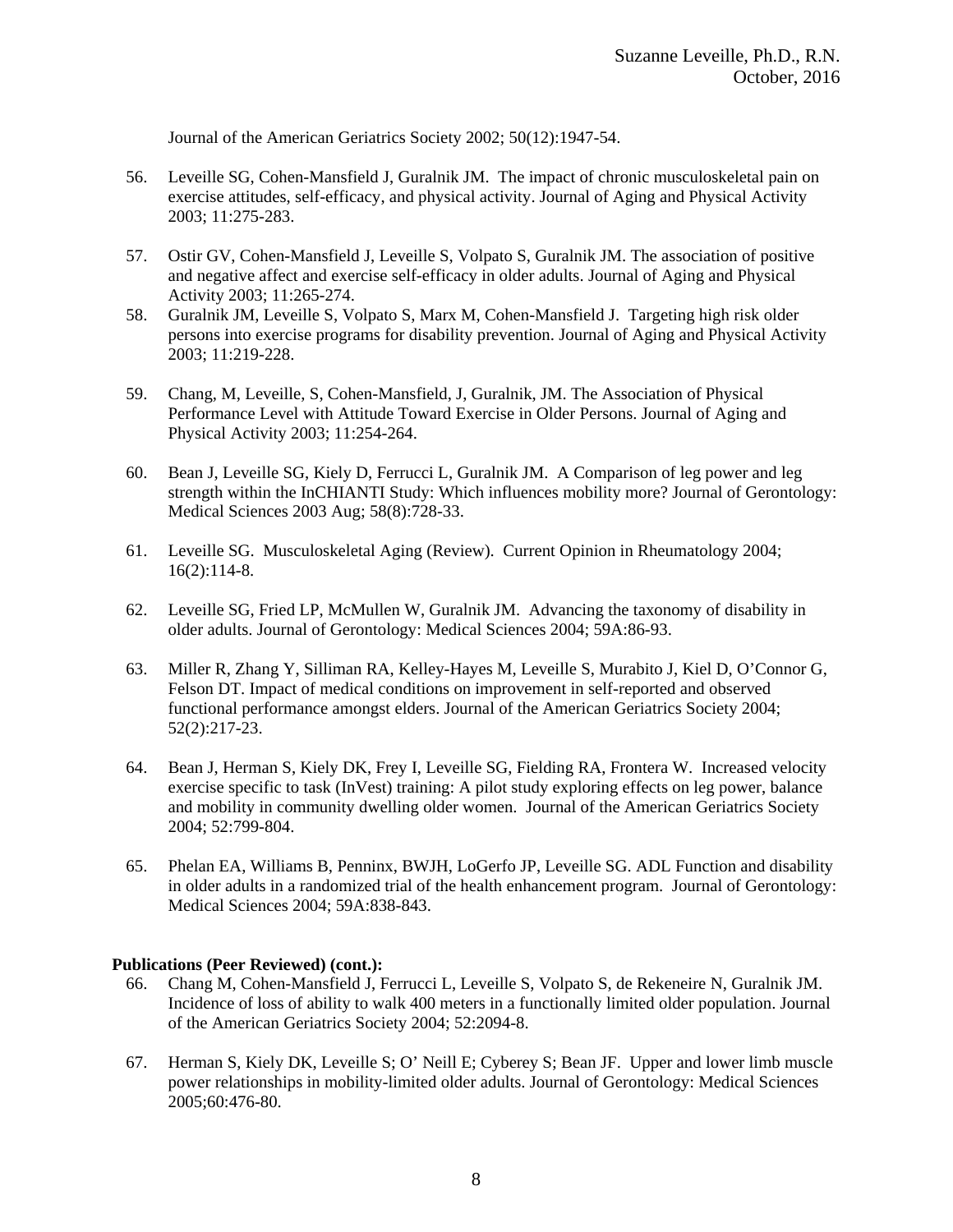Journal of the American Geriatrics Society 2002; 50(12):1947-54.

56. Leveille SG, Cohen-Mansfield J, Guralnik JM. The impact of chronic musculoskeletal pain on exercise attitudes, self-efficacy, and physical activity. Journal of Aging and Physical Activity 2003; 11:275-283.

57. Ostir GV, Cohen-Mansfield J, Leveille S, Volpato S, Guralnik JM. The association of positive and negative affect and exercise self-efficacy in older adults. Journal of Aging and Physical Activity 2003; 11:265-274.

58. Guralnik JM, Leveille S, Volpato S, Marx M, Cohen-Mansfield J. Targeting high risk older persons into exercise programs for disability prevention. Journal of Aging and Physical Activity 2003; 11:219-228.

59. Chang, M, Leveille, S, Cohen-Mansfield, J, Guralnik, JM. The Association of Physical Performance Level with Attitude Toward Exercise in Older Persons. Journal of Aging and Physical Activity 2003; 11:254-264.

60. Bean J, Leveille SG, Kiely D, Ferrucci L, Guralnik JM. A Comparison of leg power and leg strength within the InCHIANTI Study: Which influences mobility more? Journal of Gerontology: Medical Sciences 2003 Aug; 58(8):728-33.

61. Leveille SG. Musculoskeletal Aging (Review). Current Opinion in Rheumatology 2004; 16(2):114-8.

62. Leveille SG, Fried LP, McMullen W, Guralnik JM. Advancing the taxonomy of disability in older adults. Journal of Gerontology: Medical Sciences 2004; 59A:86-93.

63. Miller R, Zhang Y, Silliman RA, Kelley-Hayes M, Leveille S, Murabito J, Kiel D, O'Connor G, Felson DT. Impact of medical conditions on improvement in self-reported and observed functional performance amongst elders. Journal of the American Geriatrics Society 2004; 52(2):217-23.

64. Bean J, Herman S, Kiely DK, Frey I, Leveille SG, Fielding RA, Frontera W. Increased velocity exercise specific to task (InVest) training: A pilot study exploring effects on leg power, balance and mobility in community dwelling older women. Journal of the American Geriatrics Society 2004; 52:799-804.

65. Phelan EA, Williams B, Penninx, BWJH, LoGerfo JP, Leveille SG. ADL Function and disability in older adults in a randomized trial of the health enhancement program. Journal of Gerontology: Medical Sciences 2004; 59A:838-843.

**Publications (Peer Reviewed) (cont.):**

66. Chang M, Cohen-Mansfield J, Ferrucci L, Leveille S, Volpato S, de Rekeneire N, Guralnik JM. Incidence of loss of ability to walk 400 meters in a functionally limited older population. Journal of the American Geriatrics Society 2004; 52:2094-8.

67. Herman S, Kiely DK, Leveille S; O' Neill E; Cyberey S; Bean JF. Upper and lower limb muscle power relationships in mobility-limited older adults. Journal of Gerontology: Medical Sciences 2005;60:476-80.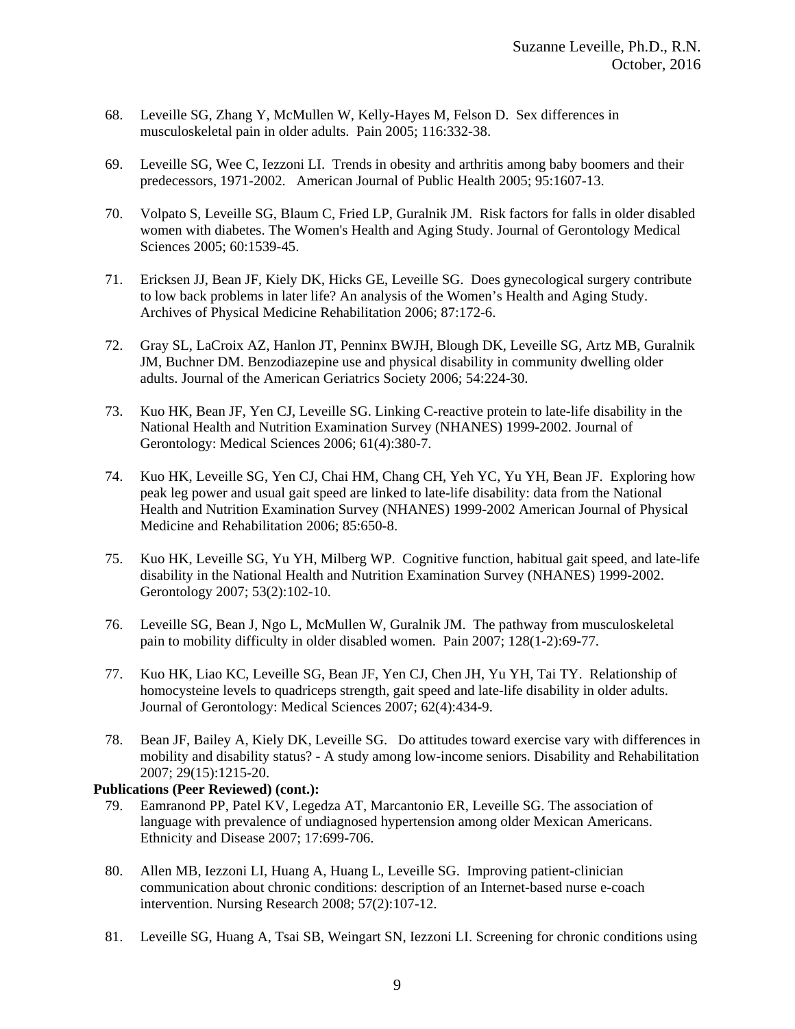68. Leveille SG, Zhang Y, McMullen W, Kelly-Hayes M, Felson D. Sex differences in musculoskeletal pain in older adults. Pain 2005; 116:332-38.

69. Leveille SG, Wee C, Iezzoni LI. Trends in obesity and arthritis among baby boomers and their predecessors, 1971-2002. American Journal of Public Health 2005; 95:1607-13.

70. Volpato S, Leveille SG, Blaum C, Fried LP, Guralnik JM. Risk factors for falls in older disabled women with diabetes. The Women's Health and Aging Study. Journal of Gerontology Medical Sciences 2005; 60:1539-45.

71. Ericksen JJ, Bean JF, Kiely DK, Hicks GE, Leveille SG. Does gynecological surgery contribute to low back problems in later life? An analysis of the Women's Health and Aging Study. Archives of Physical Medicine Rehabilitation 2006; 87:172-6.

72. Gray SL, LaCroix AZ, Hanlon JT, Penninx BWJH, Blough DK, Leveille SG, Artz MB, Guralnik JM, Buchner DM. Benzodiazepine use and physical disability in community dwelling older adults. Journal of the American Geriatrics Society 2006; 54:224-30.

73. Kuo HK, Bean JF, Yen CJ, Leveille SG. Linking C-reactive protein to late-life disability in the National Health and Nutrition Examination Survey (NHANES) 1999-2002. Journal of Gerontology: Medical Sciences 2006; 61(4):380-7.

74. Kuo HK, Leveille SG, Yen CJ, Chai HM, Chang CH, Yeh YC, Yu YH, Bean JF. Exploring how peak leg power and usual gait speed are linked to late-life disability: data from the National Health and Nutrition Examination Survey (NHANES) 1999-2002 American Journal of Physical Medicine and Rehabilitation 2006; 85:650-8.

75. Kuo HK, Leveille SG, Yu YH, Milberg WP. Cognitive function, habitual gait speed, and late-life disability in the National Health and Nutrition Examination Survey (NHANES) 1999-2002. Gerontology 2007; 53(2):102-10.

76. Leveille SG, Bean J, Ngo L, McMullen W, Guralnik JM. The pathway from musculoskeletal pain to mobility difficulty in older disabled women. Pain 2007; 128(1-2):69-77.

77. Kuo HK, Liao KC, Leveille SG, Bean JF, Yen CJ, Chen JH, Yu YH, Tai TY. Relationship of homocysteine levels to quadriceps strength, gait speed and late-life disability in older adults. Journal of Gerontology: Medical Sciences 2007; 62(4):434-9.

78. Bean JF, Bailey A, Kiely DK, Leveille SG. Do attitudes toward exercise vary with differences in mobility and disability status? - A study among low-income seniors. Disability and Rehabilitation 2007; 29(15):1215-20.

**Publications (Peer Reviewed) (cont.):**

79. Eamranond PP, Patel KV, Legedza AT, Marcantonio ER, Leveille SG. The association of language with prevalence of undiagnosed hypertension among older Mexican Americans. Ethnicity and Disease 2007; 17:699-706.

80. Allen MB, Iezzoni LI, Huang A, Huang L, Leveille SG. Improving patient-clinician communication about chronic conditions: description of an Internet-based nurse e-coach intervention. Nursing Research 2008; 57(2):107-12.

81. Leveille SG, Huang A, Tsai SB, Weingart SN, Iezzoni LI. Screening for chronic conditions using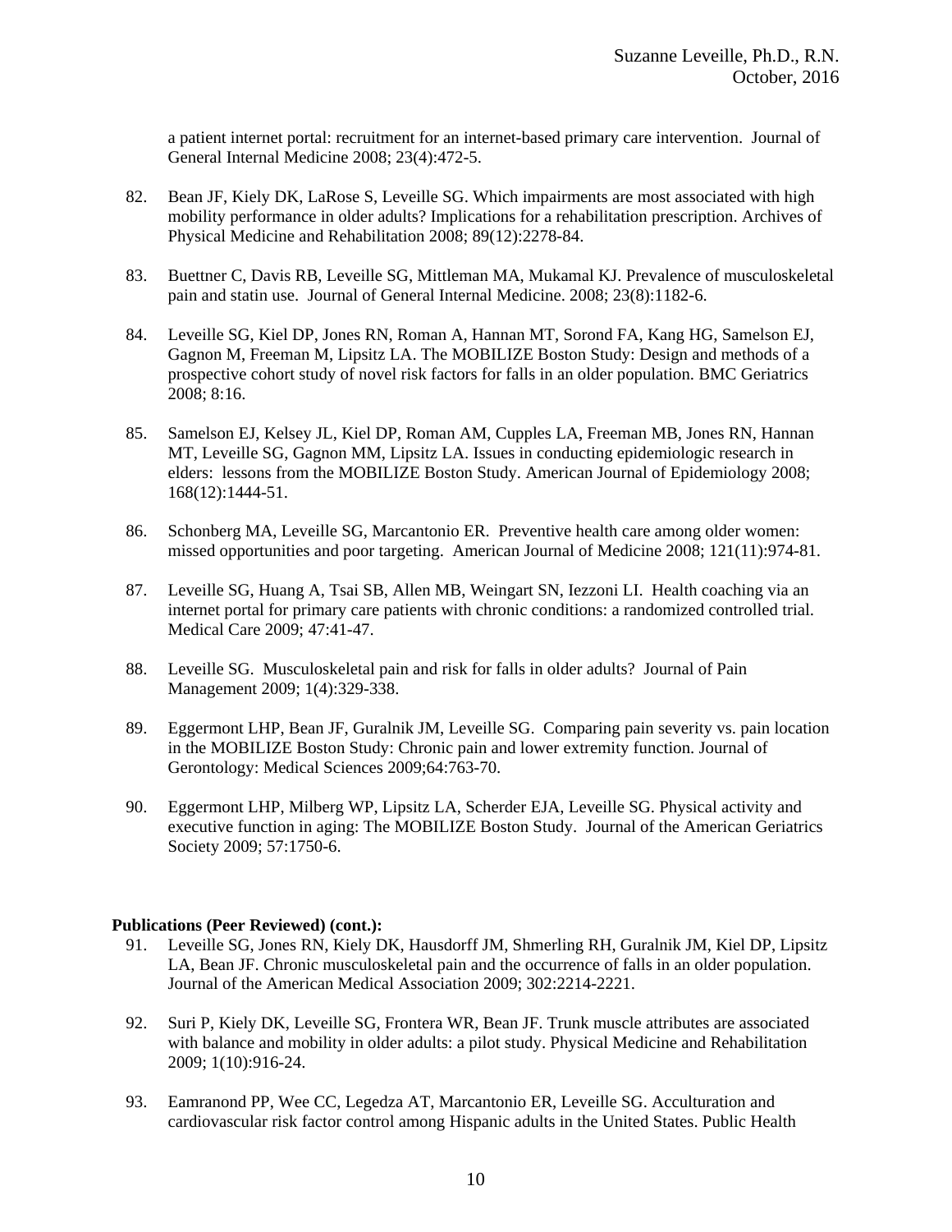a patient internet portal: recruitment for an internet-based primary care intervention. Journal of General Internal Medicine 2008; 23(4):472-5.

82. Bean JF, Kiely DK, LaRose S, Leveille SG. Which impairments are most associated with high mobility performance in older adults? Implications for a rehabilitation prescription. Archives of Physical Medicine and Rehabilitation 2008; 89(12):2278-84.

83. Buettner C, Davis RB, Leveille SG, Mittleman MA, Mukamal KJ. Prevalence of musculoskeletal pain and statin use. Journal of General Internal Medicine. 2008; 23(8):1182-6.

84. Leveille SG, Kiel DP, Jones RN, Roman A, Hannan MT, Sorond FA, Kang HG, Samelson EJ, Gagnon M, Freeman M, Lipsitz LA. The MOBILIZE Boston Study: Design and methods of a prospective cohort study of novel risk factors for falls in an older population. BMC Geriatrics 2008; 8:16.

85. Samelson EJ, Kelsey JL, Kiel DP, Roman AM, Cupples LA, Freeman MB, Jones RN, Hannan MT, Leveille SG, Gagnon MM, Lipsitz LA. Issues in conducting epidemiologic research in elders: lessons from the MOBILIZE Boston Study. American Journal of Epidemiology 2008; 168(12):1444-51.

86. Schonberg MA, Leveille SG, Marcantonio ER. Preventive health care among older women: missed opportunities and poor targeting. American Journal of Medicine 2008; 121(11):974-81.

87. Leveille SG, Huang A, Tsai SB, Allen MB, Weingart SN, Iezzoni LI. Health coaching via an internet portal for primary care patients with chronic conditions: a randomized controlled trial. Medical Care 2009; 47:41-47.

88. Leveille SG. Musculoskeletal pain and risk for falls in older adults? Journal of Pain Management 2009; 1(4):329-338.

89. Eggermont LHP, Bean JF, Guralnik JM, Leveille SG. Comparing pain severity vs. pain location in the MOBILIZE Boston Study: Chronic pain and lower extremity function. Journal of Gerontology: Medical Sciences 2009;64:763-70.

90. Eggermont LHP, Milberg WP, Lipsitz LA, Scherder EJA, Leveille SG. Physical activity and executive function in aging: The MOBILIZE Boston Study. Journal of the American Geriatrics Society 2009; 57:1750-6.

**Publications (Peer Reviewed) (cont.):**

91. Leveille SG, Jones RN, Kiely DK, Hausdorff JM, Shmerling RH, Guralnik JM, Kiel DP, Lipsitz LA, Bean JF. Chronic musculoskeletal pain and the occurrence of falls in an older population. Journal of the American Medical Association 2009; 302:2214-2221.

92. Suri P, Kiely DK, Leveille SG, Frontera WR, Bean JF. Trunk muscle attributes are associated with balance and mobility in older adults: a pilot study. Physical Medicine and Rehabilitation 2009; 1(10):916-24.

93. Eamranond PP, Wee CC, Legedza AT, Marcantonio ER, Leveille SG. Acculturation and cardiovascular risk factor control among Hispanic adults in the United States. Public Health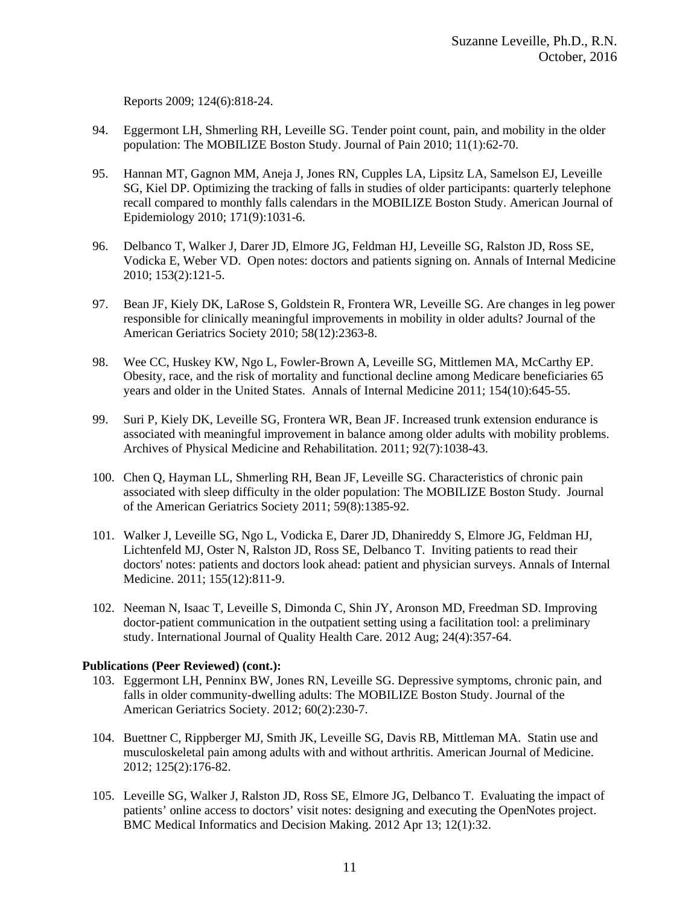Reports 2009; 124(6):818-24.

94. Eggermont LH, Shmerling RH, Leveille SG. Tender point count, pain, and mobility in the older population: The MOBILIZE Boston Study. Journal of Pain 2010; 11(1):62-70.

95. Hannan MT, Gagnon MM, Aneja J, Jones RN, Cupples LA, Lipsitz LA, Samelson EJ, Leveille SG, Kiel DP. Optimizing the tracking of falls in studies of older participants: quarterly telephone recall compared to monthly falls calendars in the MOBILIZE Boston Study. American Journal of Epidemiology 2010; 171(9):1031-6.

96. Delbanco T, Walker J, Darer JD, Elmore JG, Feldman HJ, Leveille SG, Ralston JD, Ross SE, Vodicka E, Weber VD. Open notes: doctors and patients signing on. Annals of Internal Medicine 2010; 153(2):121-5.

97. Bean JF, Kiely DK, LaRose S, Goldstein R, Frontera WR, Leveille SG. Are changes in leg power responsible for clinically meaningful improvements in mobility in older adults? Journal of the American Geriatrics Society 2010; 58(12):2363-8.

98. Wee CC, Huskey KW, Ngo L, Fowler-Brown A, Leveille SG, Mittlemen MA, McCarthy EP. Obesity, race, and the risk of mortality and functional decline among Medicare beneficiaries 65 years and older in the United States. Annals of Internal Medicine 2011; 154(10):645-55.

99. Suri P, Kiely DK, Leveille SG, Frontera WR, Bean JF. Increased trunk extension endurance is associated with meaningful improvement in balance among older adults with mobility problems. Archives of Physical Medicine and Rehabilitation. 2011; 92(7):1038-43.

100. Chen Q, Hayman LL, Shmerling RH, Bean JF, Leveille SG. Characteristics of chronic pain associated with sleep difficulty in the older population: The MOBILIZE Boston Study. Journal of the American Geriatrics Society 2011; 59(8):1385-92.

101. Walker J, Leveille SG, Ngo L, Vodicka E, Darer JD, Dhanireddy S, Elmore JG, Feldman HJ, Lichtenfeld MJ, Oster N, Ralston JD, Ross SE, Delbanco T. Inviting patients to read their doctors' notes: patients and doctors look ahead: patient and physician surveys. Annals of Internal Medicine. 2011; 155(12):811-9.

102. Neeman N, Isaac T, Leveille S, Dimonda C, Shin JY, Aronson MD, Freedman SD. Improving doctor-patient communication in the outpatient setting using a facilitation tool: a preliminary study. International Journal of Quality Health Care. 2012 Aug; 24(4):357-64.

**Publications (Peer Reviewed) (cont.):**

103. Eggermont LH, Penninx BW, Jones RN, Leveille SG. Depressive symptoms, chronic pain, and falls in older community-dwelling adults: The MOBILIZE Boston Study. Journal of the American Geriatrics Society. 2012; 60(2):230-7.

104. Buettner C, Rippberger MJ, Smith JK, Leveille SG, Davis RB, Mittleman MA. Statin use and musculoskeletal pain among adults with and without arthritis. American Journal of Medicine. 2012; 125(2):176-82.

105. Leveille SG, Walker J, Ralston JD, Ross SE, Elmore JG, Delbanco T. Evaluating the impact of patients' online access to doctors' visit notes: designing and executing the OpenNotes project. BMC Medical Informatics and Decision Making. 2012 Apr 13; 12(1):32.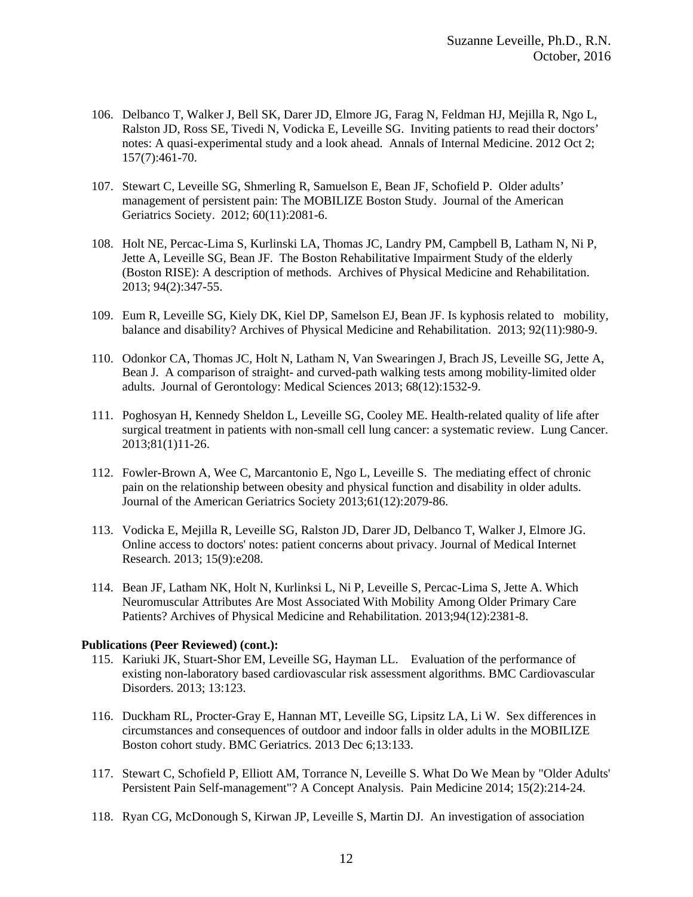106. Delbanco T, Walker J, Bell SK, Darer JD, Elmore JG, Farag N, Feldman HJ, Mejilla R, Ngo L, Ralston JD, Ross SE, Tivedi N, Vodicka E, Leveille SG. Inviting patients to read their doctors' notes: A quasi-experimental study and a look ahead. Annals of Internal Medicine. 2012 Oct 2; 157(7):461-70.

107. Stewart C, Leveille SG, Shmerling R, Samuelson E, Bean JF, Schofield P. Older adults' management of persistent pain: The MOBILIZE Boston Study. Journal of the American Geriatrics Society. 2012; 60(11):2081-6.

108. Holt NE, Percac-Lima S, Kurlinski LA, Thomas JC, Landry PM, Campbell B, Latham N, Ni P, Jette A, Leveille SG, Bean JF. The Boston Rehabilitative Impairment Study of the elderly (Boston RISE): A description of methods. Archives of Physical Medicine and Rehabilitation. 2013; 94(2):347-55.

109. Eum R, Leveille SG, Kiely DK, Kiel DP, Samelson EJ, Bean JF. Is kyphosis related to mobility, balance and disability? Archives of Physical Medicine and Rehabilitation. 2013; 92(11):980-9.

110. Odonkor CA, Thomas JC, Holt N, Latham N, Van Swearingen J, Brach JS, Leveille SG, Jette A, Bean J. A comparison of straight- and curved-path walking tests among mobility-limited older adults. Journal of Gerontology: Medical Sciences 2013; 68(12):1532-9.

111. Poghosyan H, Kennedy Sheldon L, Leveille SG, Cooley ME. Health-related quality of life after surgical treatment in patients with non-small cell lung cancer: a systematic review. Lung Cancer. 2013;81(1)11-26.

112. Fowler-Brown A, Wee C, Marcantonio E, Ngo L, Leveille S. The mediating effect of chronic pain on the relationship between obesity and physical function and disability in older adults. Journal of the American Geriatrics Society 2013;61(12):2079-86.

113. Vodicka E, Mejilla R, Leveille SG, Ralston JD, Darer JD, Delbanco T, Walker J, Elmore JG. Online access to doctors' notes: patient concerns about privacy. Journal of Medical Internet Research. 2013; 15(9):e208.

114. Bean JF, Latham NK, Holt N, Kurlinksi L, Ni P, Leveille S, Percac-Lima S, Jette A. Which Neuromuscular Attributes Are Most Associated With Mobility Among Older Primary Care Patients? Archives of Physical Medicine and Rehabilitation. 2013;94(12):2381-8.

**Publications (Peer Reviewed) (cont.):**

115. Kariuki JK, Stuart-Shor EM, Leveille SG, Hayman LL. Evaluation of the performance of existing non-laboratory based cardiovascular risk assessment algorithms. BMC Cardiovascular Disorders. 2013; 13:123.

116. Duckham RL, Procter-Gray E, Hannan MT, Leveille SG, Lipsitz LA, Li W. Sex differences in circumstances and consequences of outdoor and indoor falls in older adults in the MOBILIZE Boston cohort study. BMC Geriatrics. 2013 Dec 6;13:133.

117. Stewart C, Schofield P, Elliott AM, Torrance N, Leveille S. What Do We Mean by "Older Adults' Persistent Pain Self-management"? A Concept Analysis. Pain Medicine 2014; 15(2):214-24.

118. Ryan CG, McDonough S, Kirwan JP, Leveille S, Martin DJ. An investigation of association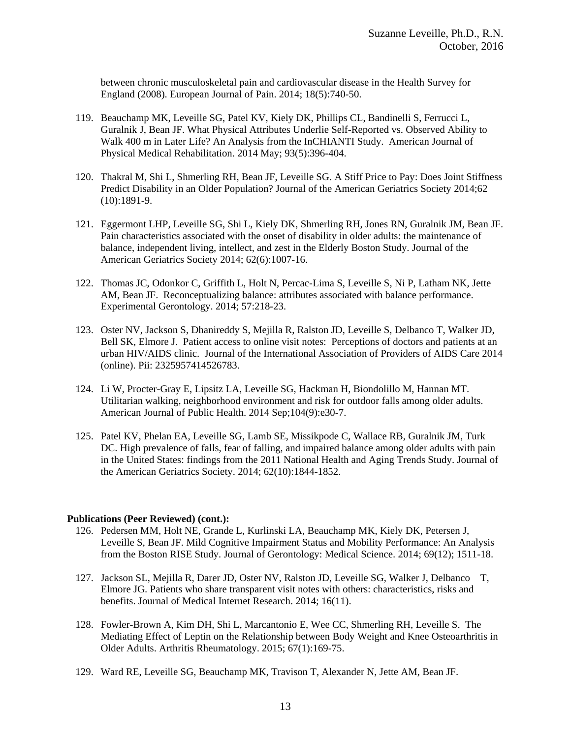between chronic musculoskeletal pain and cardiovascular disease in the Health Survey for England (2008). European Journal of Pain. 2014; 18(5):740-50.

119. Beauchamp MK, Leveille SG, Patel KV, Kiely DK, Phillips CL, Bandinelli S, Ferrucci L, Guralnik J, Bean JF. What Physical Attributes Underlie Self-Reported vs. Observed Ability to Walk 400 m in Later Life? An Analysis from the InCHIANTI Study. American Journal of Physical Medical Rehabilitation. 2014 May; 93(5):396-404.

120. Thakral M, Shi L, Shmerling RH, Bean JF, Leveille SG. A Stiff Price to Pay: Does Joint Stiffness Predict Disability in an Older Population? Journal of the American Geriatrics Society 2014;62 (10):1891-9.

121. Eggermont LHP, Leveille SG, Shi L, Kiely DK, Shmerling RH, Jones RN, Guralnik JM, Bean JF. Pain characteristics associated with the onset of disability in older adults: the maintenance of balance, independent living, intellect, and zest in the Elderly Boston Study. Journal of the American Geriatrics Society 2014; 62(6):1007-16.

122. Thomas JC, Odonkor C, Griffith L, Holt N, Percac-Lima S, Leveille S, Ni P, Latham NK, Jette AM, Bean JF. Reconceptualizing balance: attributes associated with balance performance. Experimental Gerontology. 2014; 57:218-23.

123. Oster NV, Jackson S, Dhanireddy S, Mejilla R, Ralston JD, Leveille S, Delbanco T, Walker JD, Bell SK, Elmore J. Patient access to online visit notes: Perceptions of doctors and patients at an urban HIV/AIDS clinic. Journal of the International Association of Providers of AIDS Care 2014 (online). Pii: 2325957414526783.

124. Li W, Procter-Gray E, Lipsitz LA, Leveille SG, Hackman H, Biondolillo M, Hannan MT. Utilitarian walking, neighborhood environment and risk for outdoor falls among older adults. American Journal of Public Health. 2014 Sep;104(9):e30-7.

125. Patel KV, Phelan EA, Leveille SG, Lamb SE, Missikpode C, Wallace RB, Guralnik JM, Turk DC. High prevalence of falls, fear of falling, and impaired balance among older adults with pain in the United States: findings from the 2011 National Health and Aging Trends Study. Journal of the American Geriatrics Society. 2014; 62(10):1844-1852.

**Publications (Peer Reviewed) (cont.):**

126. Pedersen MM, Holt NE, Grande L, Kurlinski LA, Beauchamp MK, Kiely DK, Petersen J, Leveille S, Bean JF. Mild Cognitive Impairment Status and Mobility Performance: An Analysis from the Boston RISE Study. Journal of Gerontology: Medical Science. 2014; 69(12); 1511-18.

127. Jackson SL, Mejilla R, Darer JD, Oster NV, Ralston JD, Leveille SG, Walker J, Delbanco T, Elmore JG. Patients who share transparent visit notes with others: characteristics, risks and benefits. Journal of Medical Internet Research. 2014; 16(11).

128. Fowler-Brown A, Kim DH, Shi L, Marcantonio E, Wee CC, Shmerling RH, Leveille S. The Mediating Effect of Leptin on the Relationship between Body Weight and Knee Osteoarthritis in Older Adults. Arthritis Rheumatology. 2015; 67(1):169-75.

129. Ward RE, Leveille SG, Beauchamp MK, Travison T, Alexander N, Jette AM, Bean JF.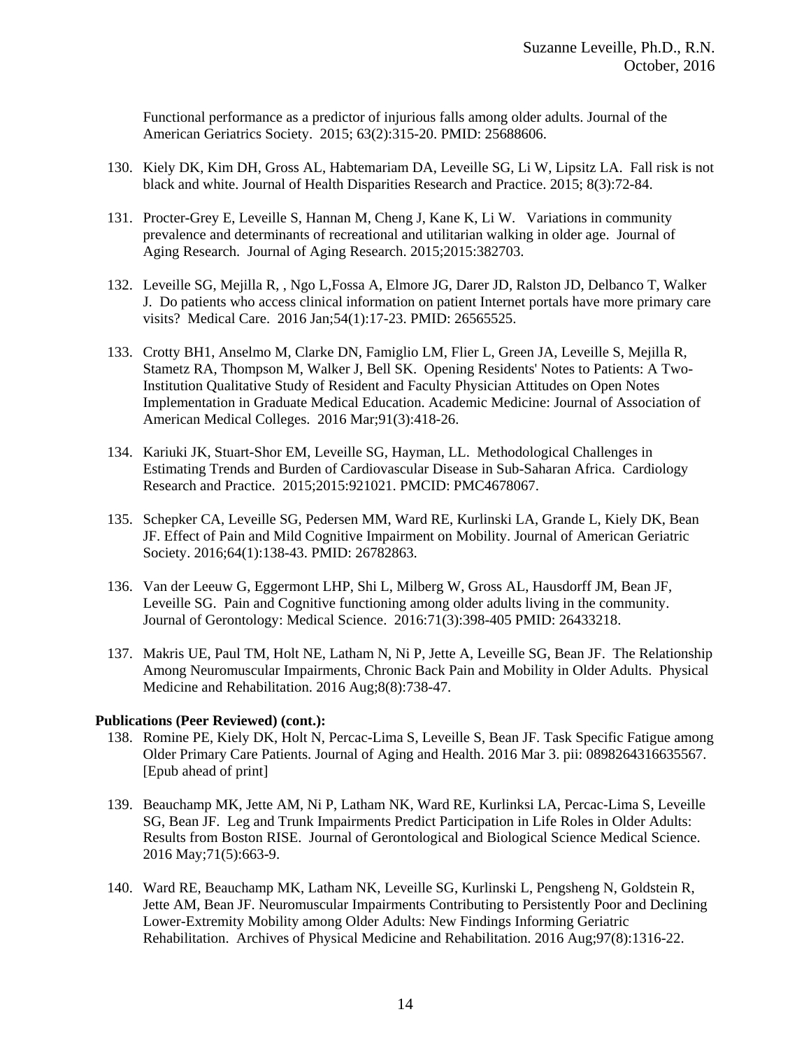Functional performance as a predictor of injurious falls among older adults. Journal of the American Geriatrics Society. 2015; 63(2):315-20. PMID: 25688606.

130. Kiely DK, Kim DH, Gross AL, Habtemariam DA, Leveille SG, Li W, Lipsitz LA. Fall risk is not black and white. Journal of Health Disparities Research and Practice. 2015; 8(3):72-84.

131. Procter-Grey E, Leveille S, Hannan M, Cheng J, Kane K, Li W. Variations in community prevalence and determinants of recreational and utilitarian walking in older age. Journal of Aging Research. Journal of Aging Research. 2015;2015:382703.

132. Leveille SG, Mejilla R, , Ngo L,Fossa A, Elmore JG, Darer JD, Ralston JD, Delbanco T, Walker J. Do patients who access clinical information on patient Internet portals have more primary care visits? Medical Care. 2016 Jan;54(1):17-23. PMID: 26565525.

133. Crotty BH1, Anselmo M, Clarke DN, Famiglio LM, Flier L, Green JA, Leveille S, Mejilla R, Stametz RA, Thompson M, Walker J, Bell SK. Opening Residents' Notes to Patients: A Two-Institution Qualitative Study of Resident and Faculty Physician Attitudes on Open Notes Implementation in Graduate Medical Education. Academic Medicine: Journal of Association of American Medical Colleges. 2016 Mar;91(3):418-26.

134. Kariuki JK, Stuart-Shor EM, Leveille SG, Hayman, LL. Methodological Challenges in Estimating Trends and Burden of Cardiovascular Disease in Sub-Saharan Africa. Cardiology Research and Practice. 2015;2015:921021. PMCID: PMC4678067.

135. Schepker CA, Leveille SG, Pedersen MM, Ward RE, Kurlinski LA, Grande L, Kiely DK, Bean JF. Effect of Pain and Mild Cognitive Impairment on Mobility. Journal of American Geriatric Society. 2016;64(1):138-43. PMID: 26782863.

136. Van der Leeuw G, Eggermont LHP, Shi L, Milberg W, Gross AL, Hausdorff JM, Bean JF, Leveille SG. Pain and Cognitive functioning among older adults living in the community. Journal of Gerontology: Medical Science. 2016:71(3):398-405 PMID: 26433218.

137. Makris UE, Paul TM, Holt NE, Latham N, Ni P, Jette A, Leveille SG, Bean JF. The Relationship Among Neuromuscular Impairments, Chronic Back Pain and Mobility in Older Adults. Physical Medicine and Rehabilitation. 2016 Aug;8(8):738-47.

**Publications (Peer Reviewed) (cont.):**

138. Romine PE, Kiely DK, Holt N, Percac-Lima S, Leveille S, Bean JF. Task Specific Fatigue among Older Primary Care Patients. Journal of Aging and Health. 2016 Mar 3. pii: 0898264316635567. [Epub ahead of print]

139. Beauchamp MK, Jette AM, Ni P, Latham NK, Ward RE, Kurlinksi LA, Percac-Lima S, Leveille SG, Bean JF. Leg and Trunk Impairments Predict Participation in Life Roles in Older Adults: Results from Boston RISE. Journal of Gerontological and Biological Science Medical Science. 2016 May;71(5):663-9.

140. Ward RE, Beauchamp MK, Latham NK, Leveille SG, Kurlinski L, Pengsheng N, Goldstein R, Jette AM, Bean JF. Neuromuscular Impairments Contributing to Persistently Poor and Declining Lower-Extremity Mobility among Older Adults: New Findings Informing Geriatric Rehabilitation. Archives of Physical Medicine and Rehabilitation. 2016 Aug;97(8):1316-22.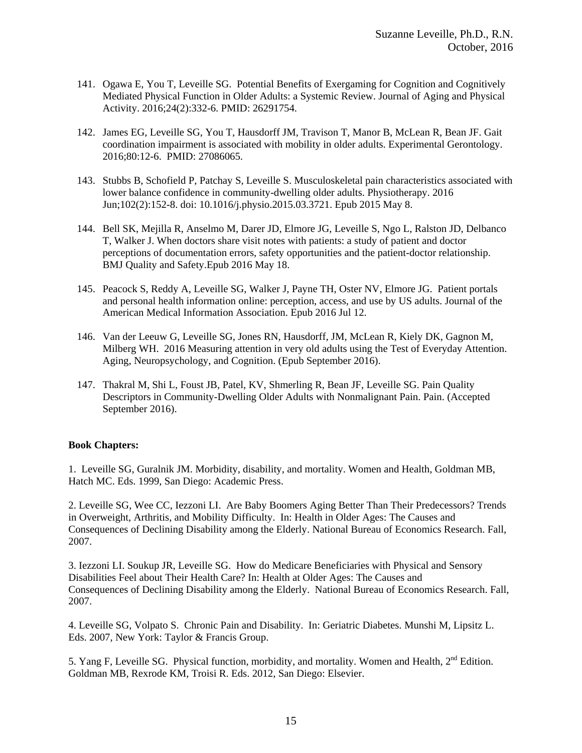141. Ogawa E, You T, Leveille SG. Potential Benefits of Exergaming for Cognition and Cognitively Mediated Physical Function in Older Adults: a Systemic Review. Journal of Aging and Physical Activity. 2016;24(2):332-6. PMID: 26291754.

142. James EG, Leveille SG, You T, Hausdorff JM, Travison T, Manor B, McLean R, Bean JF. Gait coordination impairment is associated with mobility in older adults. Experimental Gerontology. 2016;80:12-6. PMID: 27086065.

143. Stubbs B, Schofield P, Patchay S, Leveille S. Musculoskeletal pain characteristics associated with lower balance confidence in community-dwelling older adults. Physiotherapy. 2016 Jun;102(2):152-8. doi: 10.1016/j.physio.2015.03.3721. Epub 2015 May 8.

144. Bell SK, Mejilla R, Anselmo M, Darer JD, Elmore JG, Leveille S, Ngo L, Ralston JD, Delbanco T, Walker J. When doctors share visit notes with patients: a study of patient and doctor perceptions of documentation errors, safety opportunities and the patient-doctor relationship. BMJ Quality and Safety.Epub 2016 May 18.

145. Peacock S, Reddy A, Leveille SG, Walker J, Payne TH, Oster NV, Elmore JG. Patient portals and personal health information online: perception, access, and use by US adults. Journal of the American Medical Information Association. Epub 2016 Jul 12.

146. Van der Leeuw G, Leveille SG, Jones RN, Hausdorff, JM, McLean R, Kiely DK, Gagnon M, Milberg WH. 2016 Measuring attention in very old adults using the Test of Everyday Attention. Aging, Neuropsychology, and Cognition. (Epub September 2016).

147. Thakral M, Shi L, Foust JB, Patel, KV, Shmerling R, Bean JF, Leveille SG. Pain Quality Descriptors in Community-Dwelling Older Adults with Nonmalignant Pain. Pain. (Accepted September 2016).

**Book Chapters:**

1. Leveille SG, Guralnik JM. Morbidity, disability, and mortality. Women and Health, Goldman MB, Hatch MC. Eds. 1999, San Diego: Academic Press.

2. Leveille SG, Wee CC, Iezzoni LI. Are Baby Boomers Aging Better Than Their Predecessors? Trends in Overweight, Arthritis, and Mobility Difficulty. In: Health in Older Ages: The Causes and Consequences of Declining Disability among the Elderly. National Bureau of Economics Research. Fall, 2007.

3. Iezzoni LI. Soukup JR, Leveille SG. How do Medicare Beneficiaries with Physical and Sensory Disabilities Feel about Their Health Care? In: Health at Older Ages: The Causes and Consequences of Declining Disability among the Elderly. National Bureau of Economics Research. Fall, 2007.

4. Leveille SG, Volpato S. Chronic Pain and Disability. In: Geriatric Diabetes. Munshi M, Lipsitz L. Eds. 2007, New York: Taylor & Francis Group.

5. Yang F, Leveille SG. Physical function, morbidity, and mortality. Women and Health, 2nd Edition. Goldman MB, Rexrode KM, Troisi R. Eds. 2012, San Diego: Elsevier.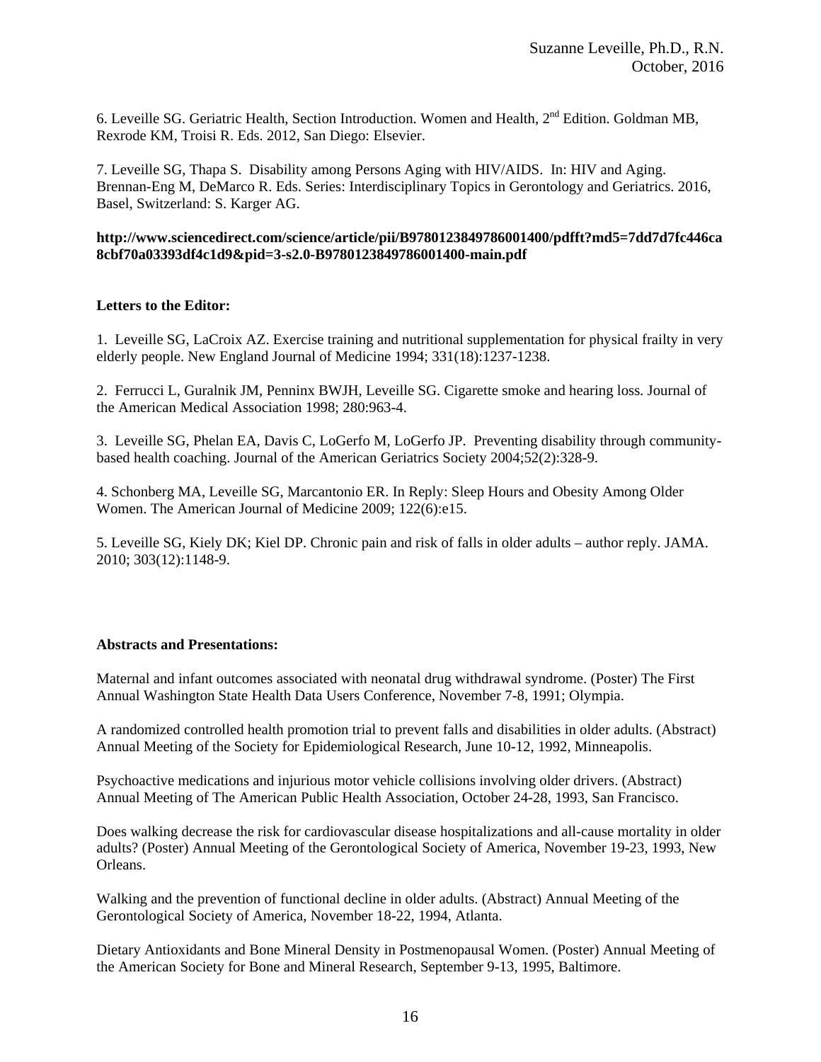6. Leveille SG. Geriatric Health, Section Introduction. Women and Health, 2nd Edition. Goldman MB, Rexrode KM, Troisi R. Eds. 2012, San Diego: Elsevier.

7. Leveille SG, Thapa S. Disability among Persons Aging with HIV/AIDS. In: HIV and Aging. Brennan-Eng M, DeMarco R. Eds. Series: Interdisciplinary Topics in Gerontology and Geriatrics. 2016, Basel, Switzerland: S. Karger AG.

**http://www.sciencedirect.com/science/article/pii/B9780123849786001400/pdfft?md5=7dd7d7fc446ca8cbf70a03393df4c1d9&pid=3-s2.0-B9780123849786001400-main.pdf**

**Letters to the Editor:**

1. Leveille SG, LaCroix AZ. Exercise training and nutritional supplementation for physical frailty in very elderly people. New England Journal of Medicine 1994; 331(18):1237-1238.

2. Ferrucci L, Guralnik JM, Penninx BWJH, Leveille SG. Cigarette smoke and hearing loss. Journal of the American Medical Association 1998; 280:963-4.

3. Leveille SG, Phelan EA, Davis C, LoGerfo M, LoGerfo JP. Preventing disability through community-based health coaching. Journal of the American Geriatrics Society 2004;52(2):328-9.

4. Schonberg MA, Leveille SG, Marcantonio ER. In Reply: Sleep Hours and Obesity Among Older Women. The American Journal of Medicine 2009; 122(6):e15.

5. Leveille SG, Kiely DK; Kiel DP. Chronic pain and risk of falls in older adults – author reply. JAMA. 2010; 303(12):1148-9.

**Abstracts and Presentations:**

Maternal and infant outcomes associated with neonatal drug withdrawal syndrome. (Poster) The First Annual Washington State Health Data Users Conference, November 7-8, 1991; Olympia.

A randomized controlled health promotion trial to prevent falls and disabilities in older adults. (Abstract) Annual Meeting of the Society for Epidemiological Research, June 10-12, 1992, Minneapolis.

Psychoactive medications and injurious motor vehicle collisions involving older drivers. (Abstract) Annual Meeting of The American Public Health Association, October 24-28, 1993, San Francisco.

Does walking decrease the risk for cardiovascular disease hospitalizations and all-cause mortality in older adults? (Poster) Annual Meeting of the Gerontological Society of America, November 19-23, 1993, New Orleans.

Walking and the prevention of functional decline in older adults. (Abstract) Annual Meeting of the Gerontological Society of America, November 18-22, 1994, Atlanta.

Dietary Antioxidants and Bone Mineral Density in Postmenopausal Women. (Poster) Annual Meeting of the American Society for Bone and Mineral Research, September 9-13, 1995, Baltimore.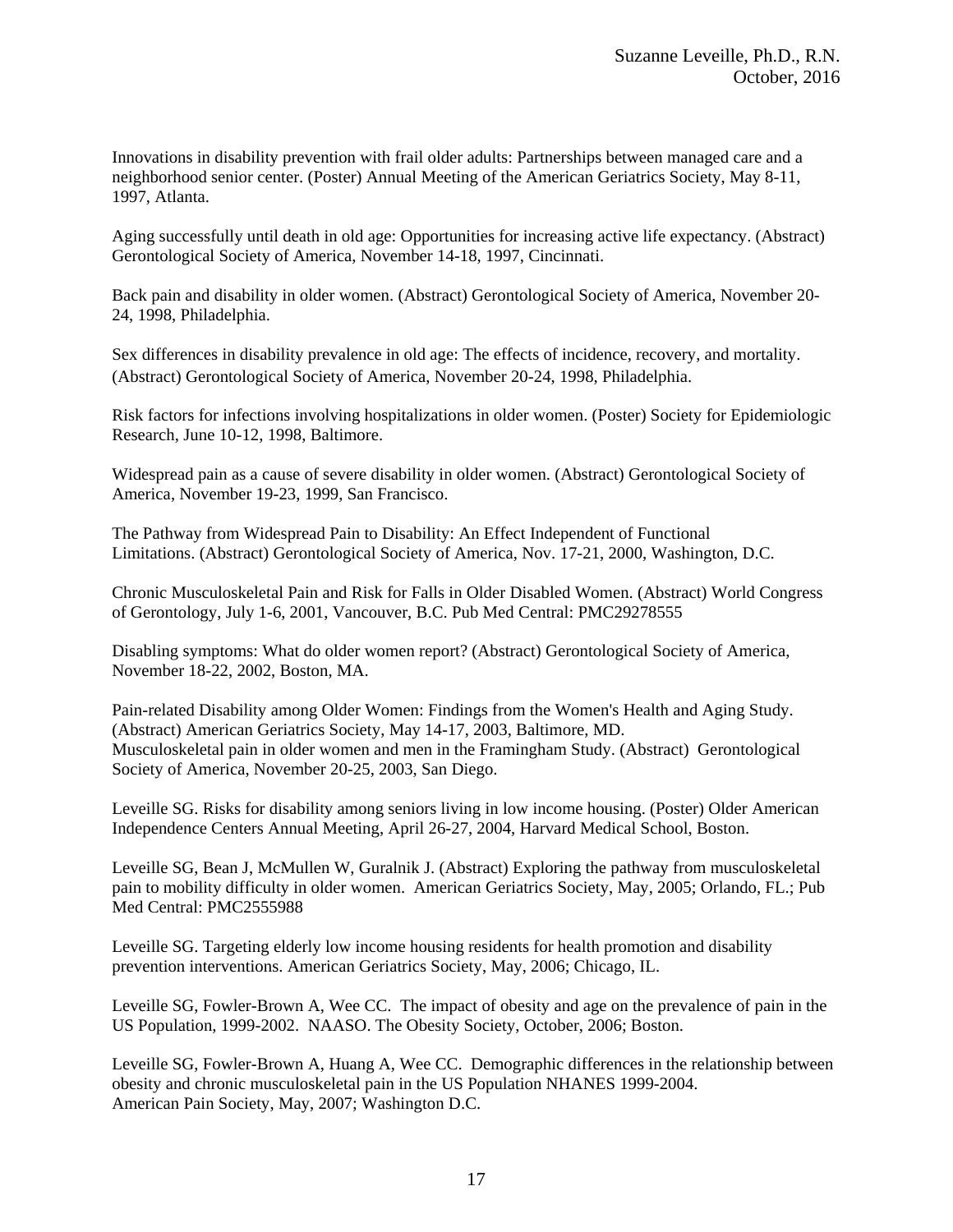Innovations in disability prevention with frail older adults: Partnerships between managed care and a neighborhood senior center. (Poster) Annual Meeting of the American Geriatrics Society, May 8-11, 1997, Atlanta.

Aging successfully until death in old age: Opportunities for increasing active life expectancy. (Abstract) Gerontological Society of America, November 14-18, 1997, Cincinnati.

Back pain and disability in older women. (Abstract) Gerontological Society of America, November 20-24, 1998, Philadelphia.

Sex differences in disability prevalence in old age: The effects of incidence, recovery, and mortality. (Abstract) Gerontological Society of America, November 20-24, 1998, Philadelphia.

Risk factors for infections involving hospitalizations in older women. (Poster) Society for Epidemiologic Research, June 10-12, 1998, Baltimore.

Widespread pain as a cause of severe disability in older women. (Abstract) Gerontological Society of America, November 19-23, 1999, San Francisco.

The Pathway from Widespread Pain to Disability: An Effect Independent of Functional Limitations. (Abstract) Gerontological Society of America, Nov. 17-21, 2000, Washington, D.C.

Chronic Musculoskeletal Pain and Risk for Falls in Older Disabled Women. (Abstract) World Congress of Gerontology, July 1-6, 2001, Vancouver, B.C. Pub Med Central: PMC29278555

Disabling symptoms: What do older women report? (Abstract) Gerontological Society of America, November 18-22, 2002, Boston, MA.

Pain-related Disability among Older Women: Findings from the Women's Health and Aging Study. (Abstract) American Geriatrics Society, May 14-17, 2003, Baltimore, MD.
Musculoskeletal pain in older women and men in the Framingham Study. (Abstract) Gerontological Society of America, November 20-25, 2003, San Diego.

Leveille SG. Risks for disability among seniors living in low income housing. (Poster) Older American Independence Centers Annual Meeting, April 26-27, 2004, Harvard Medical School, Boston.

Leveille SG, Bean J, McMullen W, Guralnik J. (Abstract) Exploring the pathway from musculoskeletal pain to mobility difficulty in older women. American Geriatrics Society, May, 2005; Orlando, FL.; Pub Med Central: PMC2555988

Leveille SG. Targeting elderly low income housing residents for health promotion and disability prevention interventions. American Geriatrics Society, May, 2006; Chicago, IL.

Leveille SG, Fowler-Brown A, Wee CC. The impact of obesity and age on the prevalence of pain in the US Population, 1999-2002. NAASO. The Obesity Society, October, 2006; Boston.

Leveille SG, Fowler-Brown A, Huang A, Wee CC. Demographic differences in the relationship between obesity and chronic musculoskeletal pain in the US Population NHANES 1999-2004.
American Pain Society, May, 2007; Washington D.C.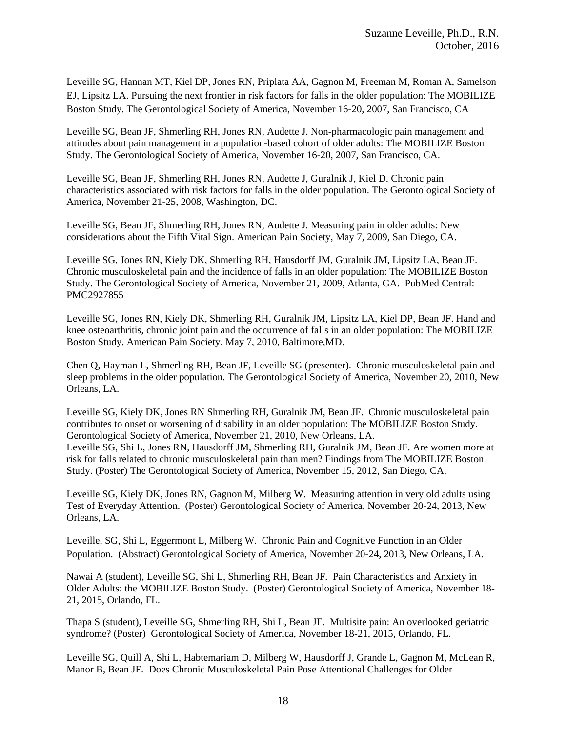Leveille SG, Hannan MT, Kiel DP, Jones RN, Priplata AA, Gagnon M, Freeman M, Roman A, Samelson EJ, Lipsitz LA. Pursuing the next frontier in risk factors for falls in the older population: The MOBILIZE Boston Study. The Gerontological Society of America, November 16-20, 2007, San Francisco, CA

Leveille SG, Bean JF, Shmerling RH, Jones RN, Audette J. Non-pharmacologic pain management and attitudes about pain management in a population-based cohort of older adults: The MOBILIZE Boston Study. The Gerontological Society of America, November 16-20, 2007, San Francisco, CA.

Leveille SG, Bean JF, Shmerling RH, Jones RN, Audette J, Guralnik J, Kiel D. Chronic pain characteristics associated with risk factors for falls in the older population. The Gerontological Society of America, November 21-25, 2008, Washington, DC.

Leveille SG, Bean JF, Shmerling RH, Jones RN, Audette J. Measuring pain in older adults: New considerations about the Fifth Vital Sign. American Pain Society, May 7, 2009, San Diego, CA.

Leveille SG, Jones RN, Kiely DK, Shmerling RH, Hausdorff JM, Guralnik JM, Lipsitz LA, Bean JF. Chronic musculoskeletal pain and the incidence of falls in an older population: The MOBILIZE Boston Study. The Gerontological Society of America, November 21, 2009, Atlanta, GA. PubMed Central: PMC2927855

Leveille SG, Jones RN, Kiely DK, Shmerling RH, Guralnik JM, Lipsitz LA, Kiel DP, Bean JF. Hand and knee osteoarthritis, chronic joint pain and the occurrence of falls in an older population: The MOBILIZE Boston Study. American Pain Society, May 7, 2010, Baltimore,MD.

Chen Q, Hayman L, Shmerling RH, Bean JF, Leveille SG (presenter). Chronic musculoskeletal pain and sleep problems in the older population. The Gerontological Society of America, November 20, 2010, New Orleans, LA.

Leveille SG, Kiely DK, Jones RN Shmerling RH, Guralnik JM, Bean JF. Chronic musculoskeletal pain contributes to onset or worsening of disability in an older population: The MOBILIZE Boston Study. Gerontological Society of America, November 21, 2010, New Orleans, LA.

Leveille SG, Shi L, Jones RN, Hausdorff JM, Shmerling RH, Guralnik JM, Bean JF. Are women more at risk for falls related to chronic musculoskeletal pain than men? Findings from The MOBILIZE Boston Study. (Poster) The Gerontological Society of America, November 15, 2012, San Diego, CA.

Leveille SG, Kiely DK, Jones RN, Gagnon M, Milberg W. Measuring attention in very old adults using Test of Everyday Attention. (Poster) Gerontological Society of America, November 20-24, 2013, New Orleans, LA.

Leveille, SG, Shi L, Eggermont L, Milberg W. Chronic Pain and Cognitive Function in an Older Population. (Abstract) Gerontological Society of America, November 20-24, 2013, New Orleans, LA.

Nawai A (student), Leveille SG, Shi L, Shmerling RH, Bean JF. Pain Characteristics and Anxiety in Older Adults: the MOBILIZE Boston Study. (Poster) Gerontological Society of America, November 18-21, 2015, Orlando, FL.

Thapa S (student), Leveille SG, Shmerling RH, Shi L, Bean JF. Multisite pain: An overlooked geriatric syndrome? (Poster) Gerontological Society of America, November 18-21, 2015, Orlando, FL.

Leveille SG, Quill A, Shi L, Habtemariam D, Milberg W, Hausdorff J, Grande L, Gagnon M, McLean R, Manor B, Bean JF. Does Chronic Musculoskeletal Pain Pose Attentional Challenges for Older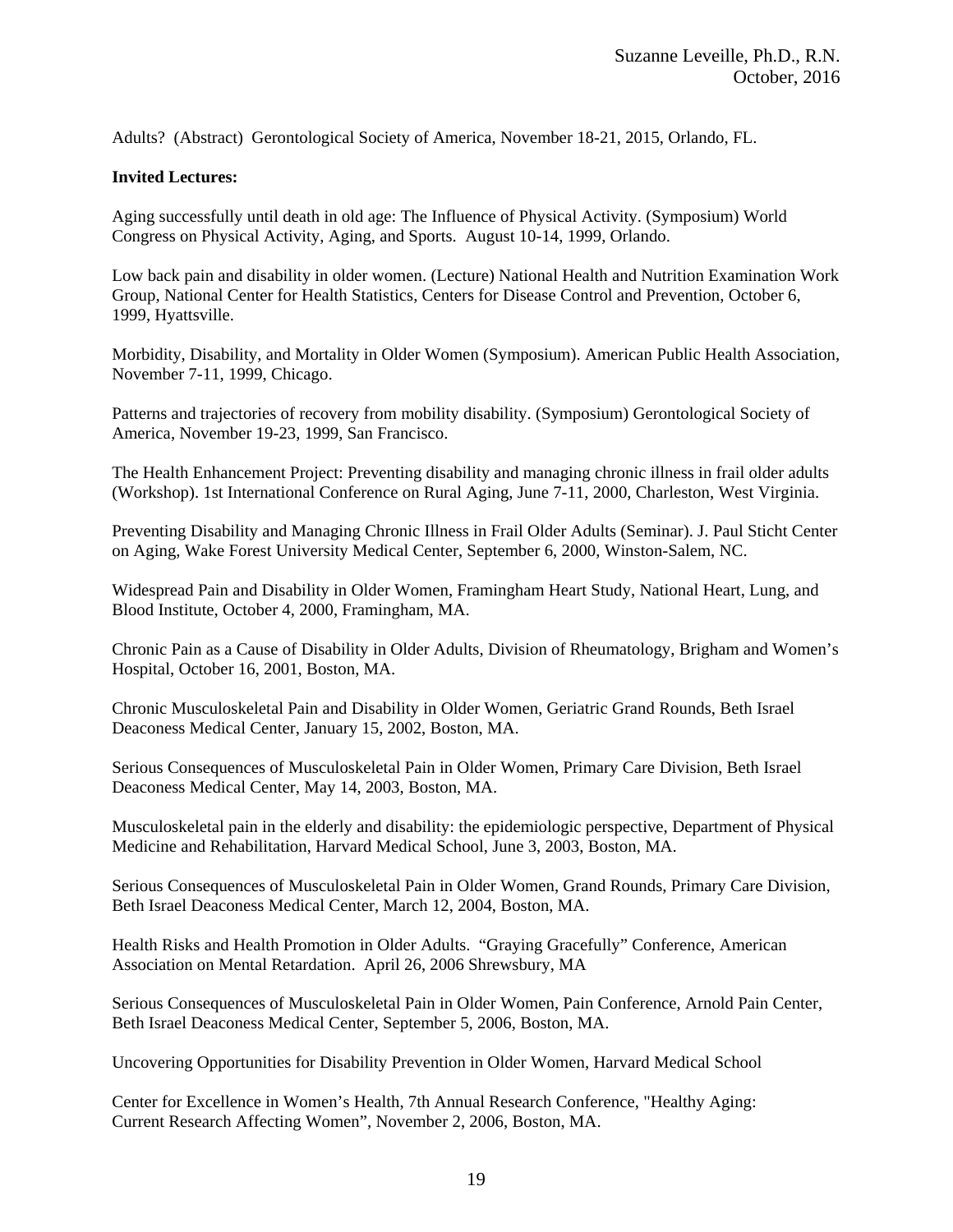Adults? (Abstract) Gerontological Society of America, November 18-21, 2015, Orlando, FL.

**Invited Lectures:**

Aging successfully until death in old age: The Influence of Physical Activity. (Symposium) World Congress on Physical Activity, Aging, and Sports. August 10-14, 1999, Orlando.

Low back pain and disability in older women. (Lecture) National Health and Nutrition Examination Work Group, National Center for Health Statistics, Centers for Disease Control and Prevention, October 6, 1999, Hyattsville.

Morbidity, Disability, and Mortality in Older Women (Symposium). American Public Health Association, November 7-11, 1999, Chicago.

Patterns and trajectories of recovery from mobility disability. (Symposium) Gerontological Society of America, November 19-23, 1999, San Francisco.

The Health Enhancement Project: Preventing disability and managing chronic illness in frail older adults (Workshop). 1st International Conference on Rural Aging, June 7-11, 2000, Charleston, West Virginia.

Preventing Disability and Managing Chronic Illness in Frail Older Adults (Seminar). J. Paul Sticht Center on Aging, Wake Forest University Medical Center, September 6, 2000, Winston-Salem, NC.

Widespread Pain and Disability in Older Women, Framingham Heart Study, National Heart, Lung, and Blood Institute, October 4, 2000, Framingham, MA.

Chronic Pain as a Cause of Disability in Older Adults, Division of Rheumatology, Brigham and Women's Hospital, October 16, 2001, Boston, MA.

Chronic Musculoskeletal Pain and Disability in Older Women, Geriatric Grand Rounds, Beth Israel Deaconess Medical Center, January 15, 2002, Boston, MA.

Serious Consequences of Musculoskeletal Pain in Older Women, Primary Care Division, Beth Israel Deaconess Medical Center, May 14, 2003, Boston, MA.

Musculoskeletal pain in the elderly and disability: the epidemiologic perspective, Department of Physical Medicine and Rehabilitation, Harvard Medical School, June 3, 2003, Boston, MA.

Serious Consequences of Musculoskeletal Pain in Older Women, Grand Rounds, Primary Care Division, Beth Israel Deaconess Medical Center, March 12, 2004, Boston, MA.

Health Risks and Health Promotion in Older Adults. "Graying Gracefully" Conference, American Association on Mental Retardation. April 26, 2006 Shrewsbury, MA

Serious Consequences of Musculoskeletal Pain in Older Women, Pain Conference, Arnold Pain Center, Beth Israel Deaconess Medical Center, September 5, 2006, Boston, MA.

Uncovering Opportunities for Disability Prevention in Older Women, Harvard Medical School

Center for Excellence in Women's Health, 7th Annual Research Conference, "Healthy Aging: Current Research Affecting Women", November 2, 2006, Boston, MA.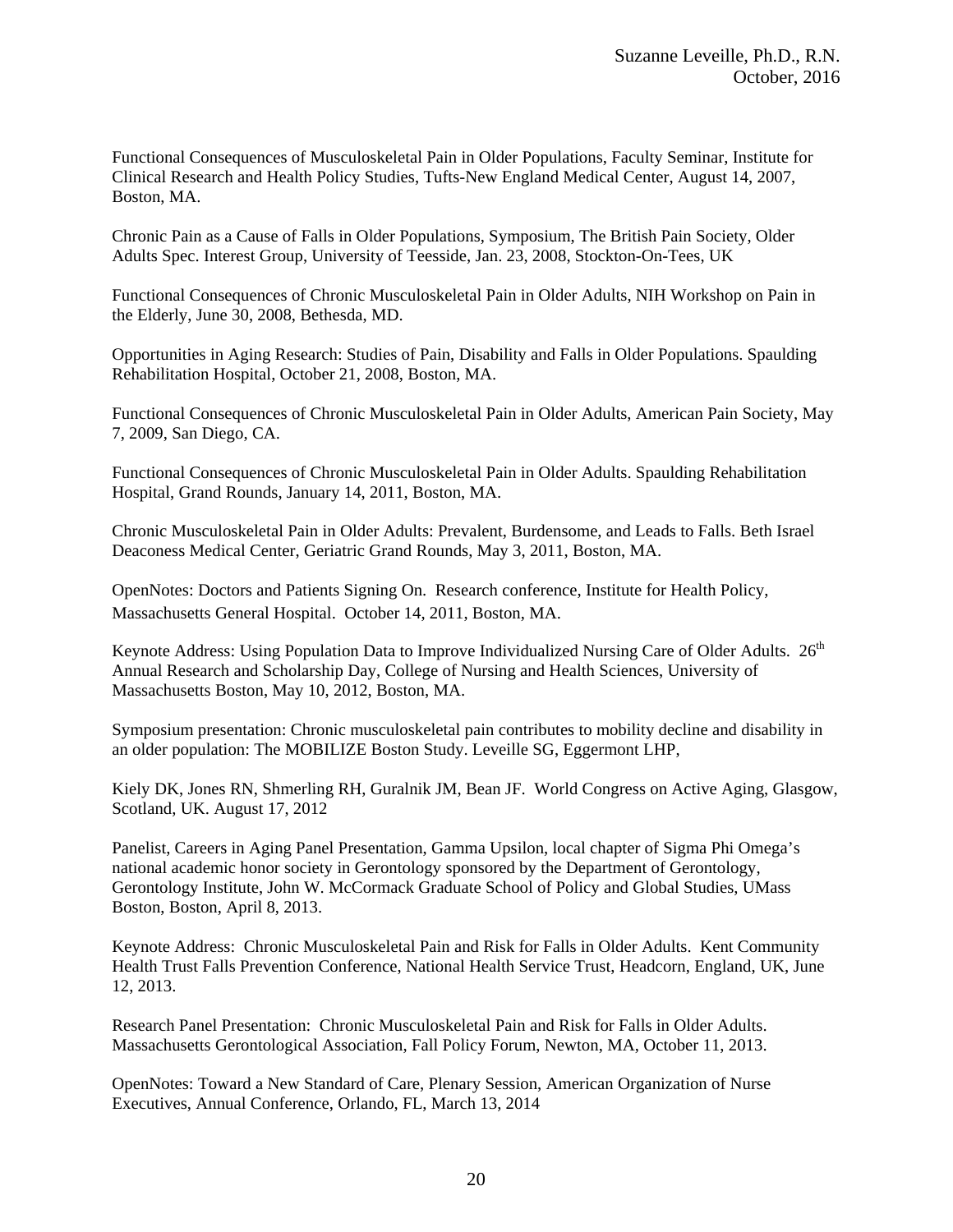Functional Consequences of Musculoskeletal Pain in Older Populations, Faculty Seminar, Institute for Clinical Research and Health Policy Studies, Tufts-New England Medical Center, August 14, 2007, Boston, MA.

Chronic Pain as a Cause of Falls in Older Populations, Symposium, The British Pain Society, Older Adults Spec. Interest Group, University of Teesside, Jan. 23, 2008, Stockton-On-Tees, UK

Functional Consequences of Chronic Musculoskeletal Pain in Older Adults, NIH Workshop on Pain in the Elderly, June 30, 2008, Bethesda, MD.

Opportunities in Aging Research: Studies of Pain, Disability and Falls in Older Populations. Spaulding Rehabilitation Hospital, October 21, 2008, Boston, MA.

Functional Consequences of Chronic Musculoskeletal Pain in Older Adults, American Pain Society, May 7, 2009, San Diego, CA.

Functional Consequences of Chronic Musculoskeletal Pain in Older Adults. Spaulding Rehabilitation Hospital, Grand Rounds, January 14, 2011, Boston, MA.

Chronic Musculoskeletal Pain in Older Adults: Prevalent, Burdensome, and Leads to Falls. Beth Israel Deaconess Medical Center, Geriatric Grand Rounds, May 3, 2011, Boston, MA.

OpenNotes: Doctors and Patients Signing On. Research conference, Institute for Health Policy, Massachusetts General Hospital. October 14, 2011, Boston, MA.

Keynote Address: Using Population Data to Improve Individualized Nursing Care of Older Adults. 26th Annual Research and Scholarship Day, College of Nursing and Health Sciences, University of Massachusetts Boston, May 10, 2012, Boston, MA.

Symposium presentation: Chronic musculoskeletal pain contributes to mobility decline and disability in an older population: The MOBILIZE Boston Study. Leveille SG, Eggermont LHP,

Kiely DK, Jones RN, Shmerling RH, Guralnik JM, Bean JF. World Congress on Active Aging, Glasgow, Scotland, UK. August 17, 2012

Panelist, Careers in Aging Panel Presentation, Gamma Upsilon, local chapter of Sigma Phi Omega's national academic honor society in Gerontology sponsored by the Department of Gerontology, Gerontology Institute, John W. McCormack Graduate School of Policy and Global Studies, UMass Boston, Boston, April 8, 2013.

Keynote Address: Chronic Musculoskeletal Pain and Risk for Falls in Older Adults. Kent Community Health Trust Falls Prevention Conference, National Health Service Trust, Headcorn, England, UK, June 12, 2013.

Research Panel Presentation: Chronic Musculoskeletal Pain and Risk for Falls in Older Adults. Massachusetts Gerontological Association, Fall Policy Forum, Newton, MA, October 11, 2013.

OpenNotes: Toward a New Standard of Care, Plenary Session, American Organization of Nurse Executives, Annual Conference, Orlando, FL, March 13, 2014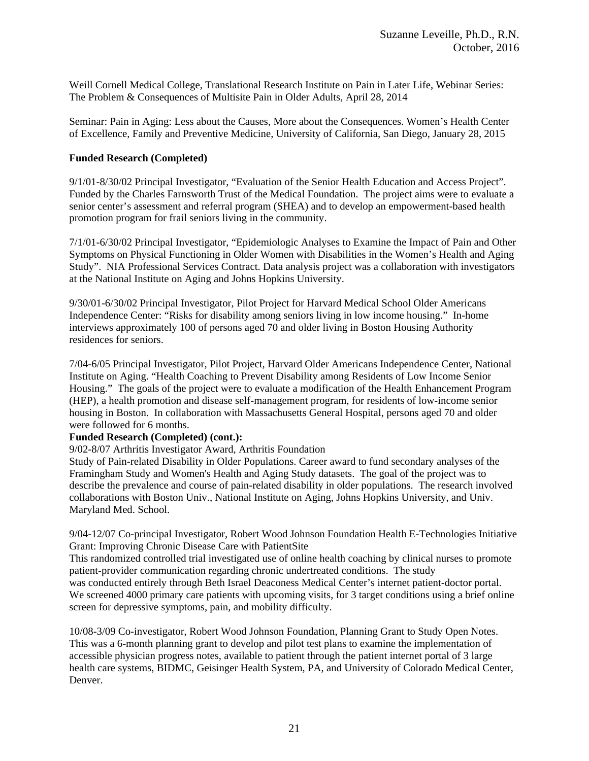Weill Cornell Medical College, Translational Research Institute on Pain in Later Life, Webinar Series: The Problem & Consequences of Multisite Pain in Older Adults, April 28, 2014

Seminar: Pain in Aging: Less about the Causes, More about the Consequences. Women's Health Center of Excellence, Family and Preventive Medicine, University of California, San Diego, January 28, 2015

**Funded Research (Completed)**

9/1/01-8/30/02 Principal Investigator, "Evaluation of the Senior Health Education and Access Project". Funded by the Charles Farnsworth Trust of the Medical Foundation. The project aims were to evaluate a senior center's assessment and referral program (SHEA) and to develop an empowerment-based health promotion program for frail seniors living in the community.

7/1/01-6/30/02 Principal Investigator, "Epidemiologic Analyses to Examine the Impact of Pain and Other Symptoms on Physical Functioning in Older Women with Disabilities in the Women's Health and Aging Study". NIA Professional Services Contract. Data analysis project was a collaboration with investigators at the National Institute on Aging and Johns Hopkins University.

9/30/01-6/30/02 Principal Investigator, Pilot Project for Harvard Medical School Older Americans Independence Center: "Risks for disability among seniors living in low income housing." In-home interviews approximately 100 of persons aged 70 and older living in Boston Housing Authority residences for seniors.

7/04-6/05 Principal Investigator, Pilot Project, Harvard Older Americans Independence Center, National Institute on Aging. "Health Coaching to Prevent Disability among Residents of Low Income Senior Housing." The goals of the project were to evaluate a modification of the Health Enhancement Program (HEP), a health promotion and disease self-management program, for residents of low-income senior housing in Boston. In collaboration with Massachusetts General Hospital, persons aged 70 and older were followed for 6 months.

**Funded Research (Completed) (cont.):**

9/02-8/07 Arthritis Investigator Award, Arthritis Foundation
Study of Pain-related Disability in Older Populations. Career award to fund secondary analyses of the Framingham Study and Women's Health and Aging Study datasets. The goal of the project was to describe the prevalence and course of pain-related disability in older populations. The research involved collaborations with Boston Univ., National Institute on Aging, Johns Hopkins University, and Univ. Maryland Med. School.

9/04-12/07 Co-principal Investigator, Robert Wood Johnson Foundation Health E-Technologies Initiative Grant: Improving Chronic Disease Care with PatientSite
This randomized controlled trial investigated use of online health coaching by clinical nurses to promote patient-provider communication regarding chronic undertreated conditions. The study was conducted entirely through Beth Israel Deaconess Medical Center's internet patient-doctor portal. We screened 4000 primary care patients with upcoming visits, for 3 target conditions using a brief online screen for depressive symptoms, pain, and mobility difficulty.

10/08-3/09 Co-investigator, Robert Wood Johnson Foundation, Planning Grant to Study Open Notes. This was a 6-month planning grant to develop and pilot test plans to examine the implementation of accessible physician progress notes, available to patient through the patient internet portal of 3 large health care systems, BIDMC, Geisinger Health System, PA, and University of Colorado Medical Center, Denver.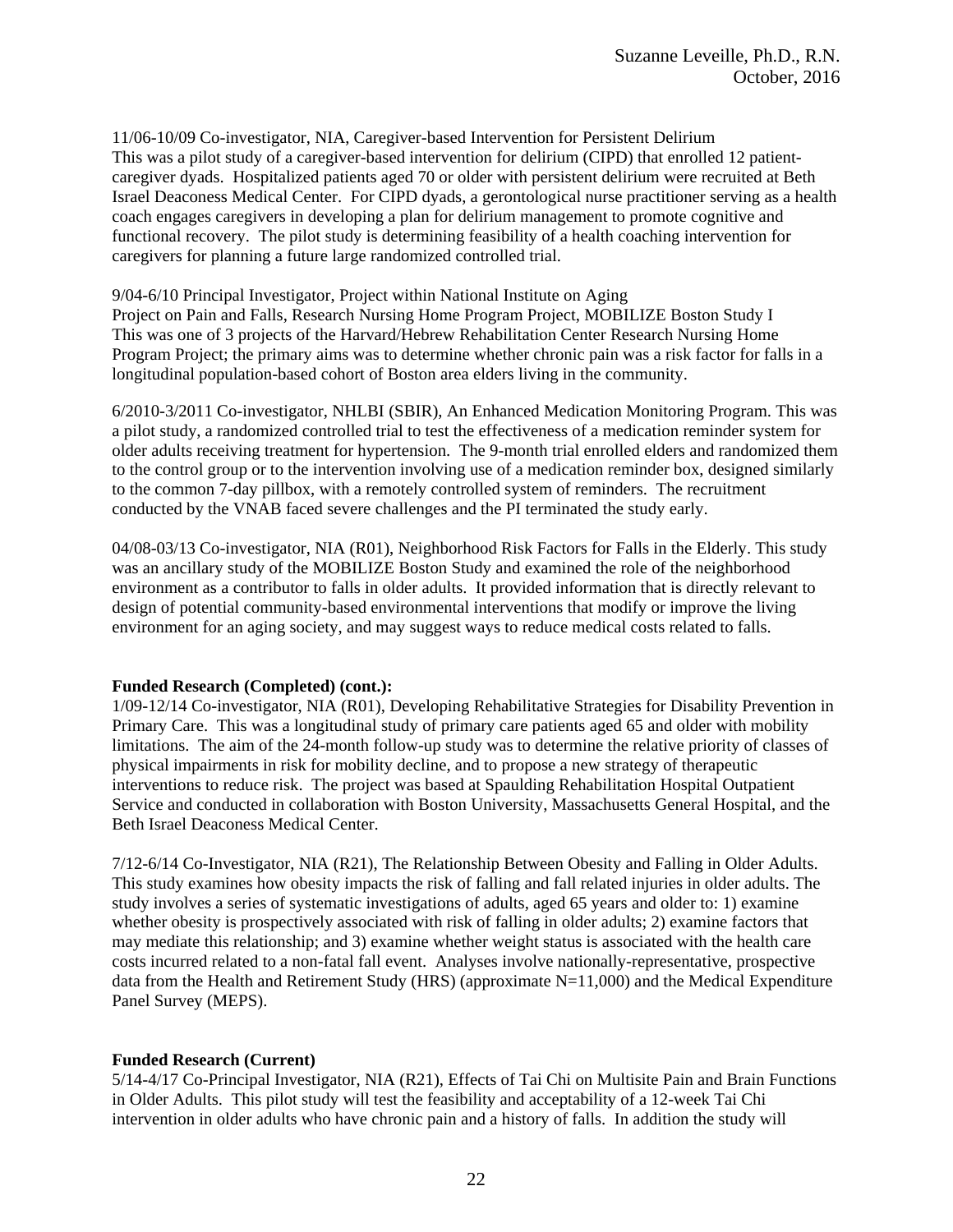11/06-10/09 Co-investigator, NIA, Caregiver-based Intervention for Persistent Delirium
This was a pilot study of a caregiver-based intervention for delirium (CIPD) that enrolled 12 patient-caregiver dyads. Hospitalized patients aged 70 or older with persistent delirium were recruited at Beth Israel Deaconess Medical Center. For CIPD dyads, a gerontological nurse practitioner serving as a health coach engages caregivers in developing a plan for delirium management to promote cognitive and functional recovery. The pilot study is determining feasibility of a health coaching intervention for caregivers for planning a future large randomized controlled trial.

9/04-6/10 Principal Investigator, Project within National Institute on Aging
Project on Pain and Falls, Research Nursing Home Program Project, MOBILIZE Boston Study I
This was one of 3 projects of the Harvard/Hebrew Rehabilitation Center Research Nursing Home Program Project; the primary aims was to determine whether chronic pain was a risk factor for falls in a longitudinal population-based cohort of Boston area elders living in the community.

6/2010-3/2011 Co-investigator, NHLBI (SBIR), An Enhanced Medication Monitoring Program. This was a pilot study, a randomized controlled trial to test the effectiveness of a medication reminder system for older adults receiving treatment for hypertension. The 9-month trial enrolled elders and randomized them to the control group or to the intervention involving use of a medication reminder box, designed similarly to the common 7-day pillbox, with a remotely controlled system of reminders. The recruitment conducted by the VNAB faced severe challenges and the PI terminated the study early.

04/08-03/13 Co-investigator, NIA (R01), Neighborhood Risk Factors for Falls in the Elderly. This study was an ancillary study of the MOBILIZE Boston Study and examined the role of the neighborhood environment as a contributor to falls in older adults. It provided information that is directly relevant to design of potential community-based environmental interventions that modify or improve the living environment for an aging society, and may suggest ways to reduce medical costs related to falls.

**Funded Research (Completed) (cont.):**
1/09-12/14 Co-investigator, NIA (R01), Developing Rehabilitative Strategies for Disability Prevention in Primary Care. This was a longitudinal study of primary care patients aged 65 and older with mobility limitations. The aim of the 24-month follow-up study was to determine the relative priority of classes of physical impairments in risk for mobility decline, and to propose a new strategy of therapeutic interventions to reduce risk. The project was based at Spaulding Rehabilitation Hospital Outpatient Service and conducted in collaboration with Boston University, Massachusetts General Hospital, and the Beth Israel Deaconess Medical Center.

7/12-6/14 Co-Investigator, NIA (R21), The Relationship Between Obesity and Falling in Older Adults. This study examines how obesity impacts the risk of falling and fall related injuries in older adults. The study involves a series of systematic investigations of adults, aged 65 years and older to: 1) examine whether obesity is prospectively associated with risk of falling in older adults; 2) examine factors that may mediate this relationship; and 3) examine whether weight status is associated with the health care costs incurred related to a non-fatal fall event. Analyses involve nationally-representative, prospective data from the Health and Retirement Study (HRS) (approximate N=11,000) and the Medical Expenditure Panel Survey (MEPS).

**Funded Research (Current)**
5/14-4/17 Co-Principal Investigator, NIA (R21), Effects of Tai Chi on Multisite Pain and Brain Functions in Older Adults. This pilot study will test the feasibility and acceptability of a 12-week Tai Chi intervention in older adults who have chronic pain and a history of falls. In addition the study will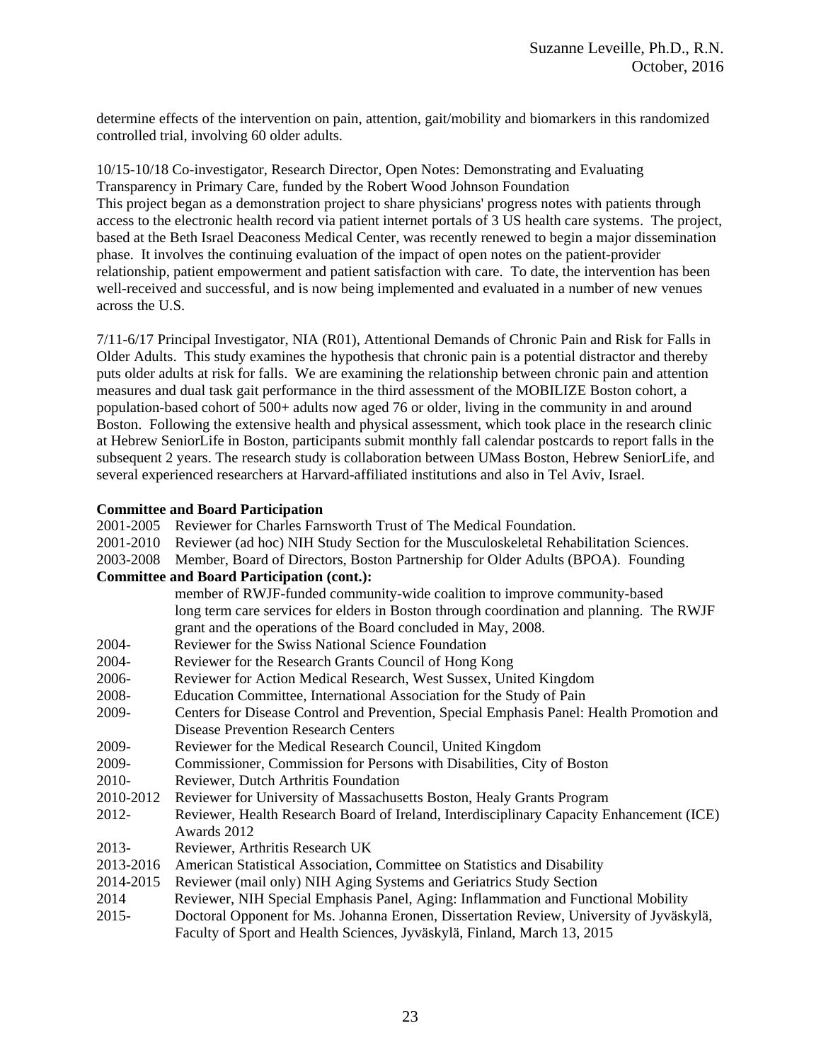determine effects of the intervention on pain, attention, gait/mobility and biomarkers in this randomized controlled trial, involving 60 older adults.

10/15-10/18 Co-investigator, Research Director, Open Notes: Demonstrating and Evaluating Transparency in Primary Care, funded by the Robert Wood Johnson Foundation
This project began as a demonstration project to share physicians' progress notes with patients through access to the electronic health record via patient internet portals of 3 US health care systems. The project, based at the Beth Israel Deaconess Medical Center, was recently renewed to begin a major dissemination phase. It involves the continuing evaluation of the impact of open notes on the patient-provider relationship, patient empowerment and patient satisfaction with care. To date, the intervention has been well-received and successful, and is now being implemented and evaluated in a number of new venues across the U.S.

7/11-6/17 Principal Investigator, NIA (R01), Attentional Demands of Chronic Pain and Risk for Falls in Older Adults. This study examines the hypothesis that chronic pain is a potential distractor and thereby puts older adults at risk for falls. We are examining the relationship between chronic pain and attention measures and dual task gait performance in the third assessment of the MOBILIZE Boston cohort, a population-based cohort of 500+ adults now aged 76 or older, living in the community in and around Boston. Following the extensive health and physical assessment, which took place in the research clinic at Hebrew SeniorLife in Boston, participants submit monthly fall calendar postcards to report falls in the subsequent 2 years. The research study is collaboration between UMass Boston, Hebrew SeniorLife, and several experienced researchers at Harvard-affiliated institutions and also in Tel Aviv, Israel.

**Committee and Board Participation**

2001-2005 Reviewer for Charles Farnsworth Trust of The Medical Foundation.
2001-2010 Reviewer (ad hoc) NIH Study Section for the Musculoskeletal Rehabilitation Sciences.
2003-2008 Member, Board of Directors, Boston Partnership for Older Adults (BPOA). Founding

**Committee and Board Participation (cont.):**

member of RWJF-funded community-wide coalition to improve community-based long term care services for elders in Boston through coordination and planning. The RWJF grant and the operations of the Board concluded in May, 2008.
2004- Reviewer for the Swiss National Science Foundation
2004- Reviewer for the Research Grants Council of Hong Kong
2006- Reviewer for Action Medical Research, West Sussex, United Kingdom
2008- Education Committee, International Association for the Study of Pain
2009- Centers for Disease Control and Prevention, Special Emphasis Panel: Health Promotion and Disease Prevention Research Centers
2009- Reviewer for the Medical Research Council, United Kingdom
2009- Commissioner, Commission for Persons with Disabilities, City of Boston
2010- Reviewer, Dutch Arthritis Foundation
2010-2012 Reviewer for University of Massachusetts Boston, Healy Grants Program
2012- Reviewer, Health Research Board of Ireland, Interdisciplinary Capacity Enhancement (ICE) Awards 2012
2013- Reviewer, Arthritis Research UK
2013-2016 American Statistical Association, Committee on Statistics and Disability
2014-2015 Reviewer (mail only) NIH Aging Systems and Geriatrics Study Section
2014 Reviewer, NIH Special Emphasis Panel, Aging: Inflammation and Functional Mobility
2015- Doctoral Opponent for Ms. Johanna Eronen, Dissertation Review, University of Jyväskylä, Faculty of Sport and Health Sciences, Jyväskylä, Finland, March 13, 2015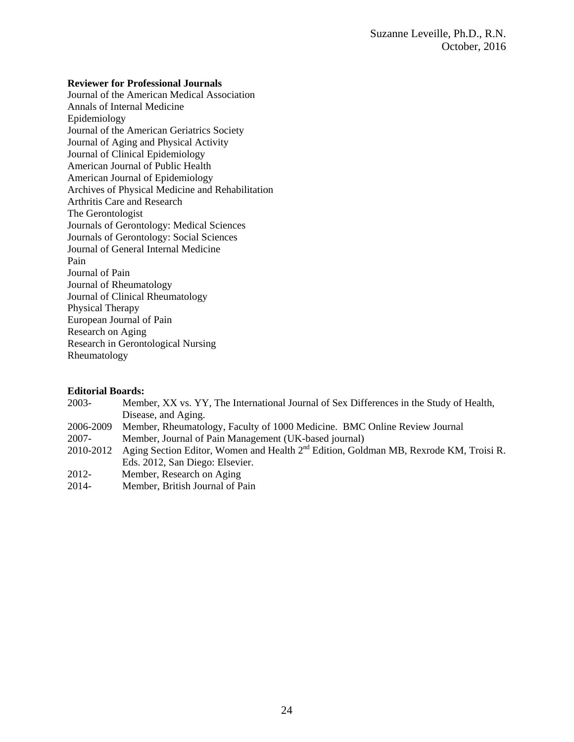**Reviewer for Professional Journals**

Journal of the American Medical Association
Annals of Internal Medicine
Epidemiology
Journal of the American Geriatrics Society
Journal of Aging and Physical Activity
Journal of Clinical Epidemiology
American Journal of Public Health
American Journal of Epidemiology
Archives of Physical Medicine and Rehabilitation
Arthritis Care and Research
The Gerontologist
Journals of Gerontology: Medical Sciences
Journals of Gerontology: Social Sciences
Journal of General Internal Medicine
Pain
Journal of Pain
Journal of Rheumatology
Journal of Clinical Rheumatology
Physical Therapy
European Journal of Pain
Research on Aging
Research in Gerontological Nursing
Rheumatology

**Editorial Boards:**

| | |
|---|---|
| 2003- | Member, XX vs. YY, The International Journal of Sex Differences in the Study of Health, Disease, and Aging. |
| 2006-2009 | Member, Rheumatology, Faculty of 1000 Medicine. BMC Online Review Journal |
| 2007- | Member, Journal of Pain Management (UK-based journal) |
| 2010-2012 | Aging Section Editor, Women and Health 2nd Edition, Goldman MB, Rexrode KM, Troisi R. Eds. 2012, San Diego: Elsevier. |
| 2012- | Member, Research on Aging |
| 2014- | Member, British Journal of Pain |